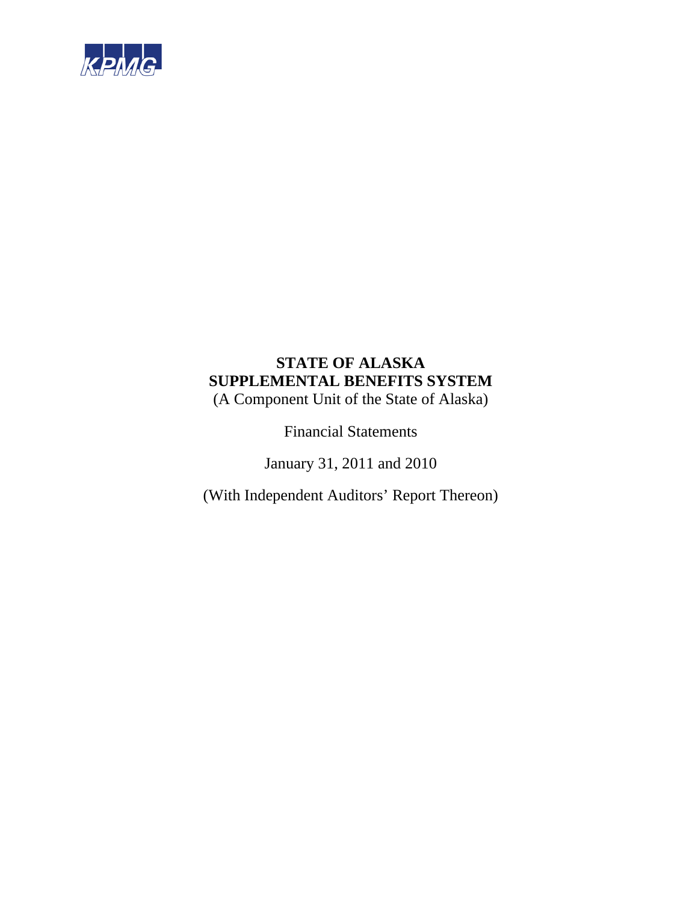KPMG

# STATE OF ALASKA
# SUPPLEMENTAL BENEFITS SYSTEM

(A Component Unit of the State of Alaska)

Financial Statements

January 31, 2011 and 2010

(With Independent Auditors' Report Thereon)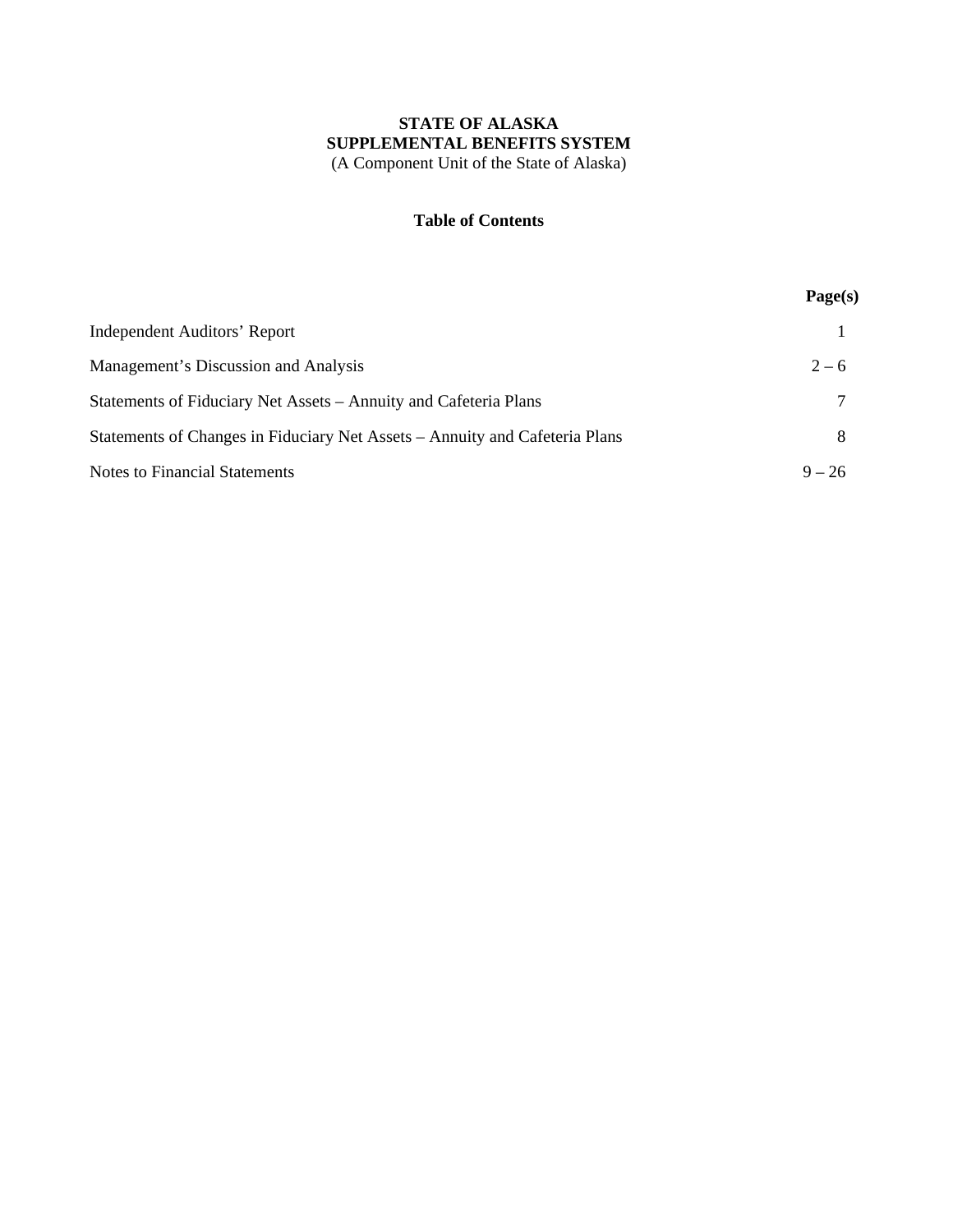**STATE OF ALASKA**
**SUPPLEMENTAL BENEFITS SYSTEM**
(A Component Unit of the State of Alaska)

**Table of Contents**

| | **Page(s)** |
|---|---|
| Independent Auditors' Report | 1 |
| Management's Discussion and Analysis | 2 – 6 |
| Statements of Fiduciary Net Assets – Annuity and Cafeteria Plans | 7 |
| Statements of Changes in Fiduciary Net Assets – Annuity and Cafeteria Plans | 8 |
| Notes to Financial Statements | 9 – 26 |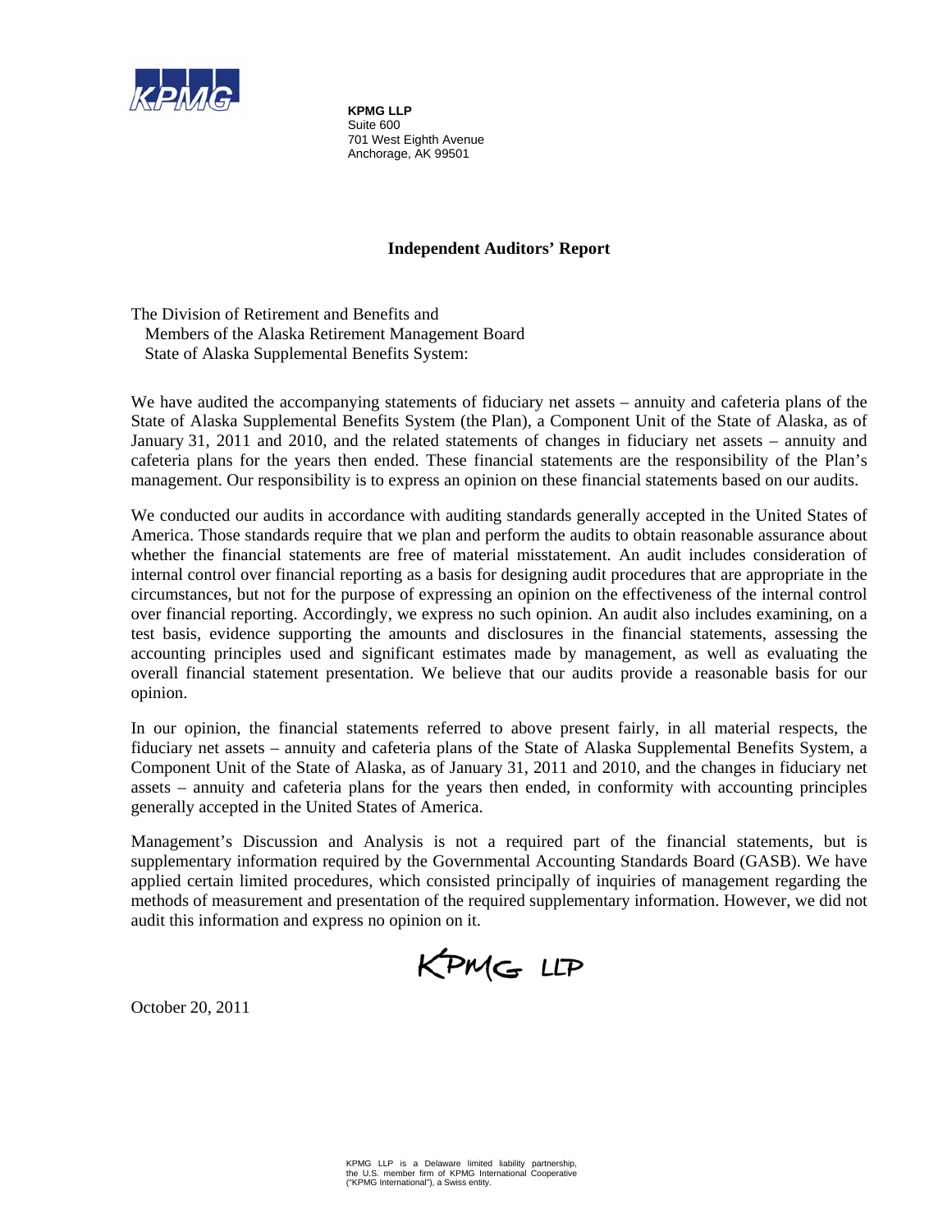**KPMG LLP**
Suite 600
701 West Eighth Avenue
Anchorage, AK 99501

## Independent Auditors' Report

The Division of Retirement and Benefits and
Members of the Alaska Retirement Management Board
State of Alaska Supplemental Benefits System:

We have audited the accompanying statements of fiduciary net assets – annuity and cafeteria plans of the State of Alaska Supplemental Benefits System (the Plan), a Component Unit of the State of Alaska, as of January 31, 2011 and 2010, and the related statements of changes in fiduciary net assets – annuity and cafeteria plans for the years then ended. These financial statements are the responsibility of the Plan's management. Our responsibility is to express an opinion on these financial statements based on our audits.

We conducted our audits in accordance with auditing standards generally accepted in the United States of America. Those standards require that we plan and perform the audits to obtain reasonable assurance about whether the financial statements are free of material misstatement. An audit includes consideration of internal control over financial reporting as a basis for designing audit procedures that are appropriate in the circumstances, but not for the purpose of expressing an opinion on the effectiveness of the internal control over financial reporting. Accordingly, we express no such opinion. An audit also includes examining, on a test basis, evidence supporting the amounts and disclosures in the financial statements, assessing the accounting principles used and significant estimates made by management, as well as evaluating the overall financial statement presentation. We believe that our audits provide a reasonable basis for our opinion.

In our opinion, the financial statements referred to above present fairly, in all material respects, the fiduciary net assets – annuity and cafeteria plans of the State of Alaska Supplemental Benefits System, a Component Unit of the State of Alaska, as of January 31, 2011 and 2010, and the changes in fiduciary net assets – annuity and cafeteria plans for the years then ended, in conformity with accounting principles generally accepted in the United States of America.

Management's Discussion and Analysis is not a required part of the financial statements, but is supplementary information required by the Governmental Accounting Standards Board (GASB). We have applied certain limited procedures, which consisted principally of inquiries of management regarding the methods of measurement and presentation of the required supplementary information. However, we did not audit this information and express no opinion on it.

KPMG LLP

October 20, 2011

KPMG LLP is a Delaware limited liability partnership, the U.S. member firm of KPMG International Cooperative ("KPMG International"), a Swiss entity.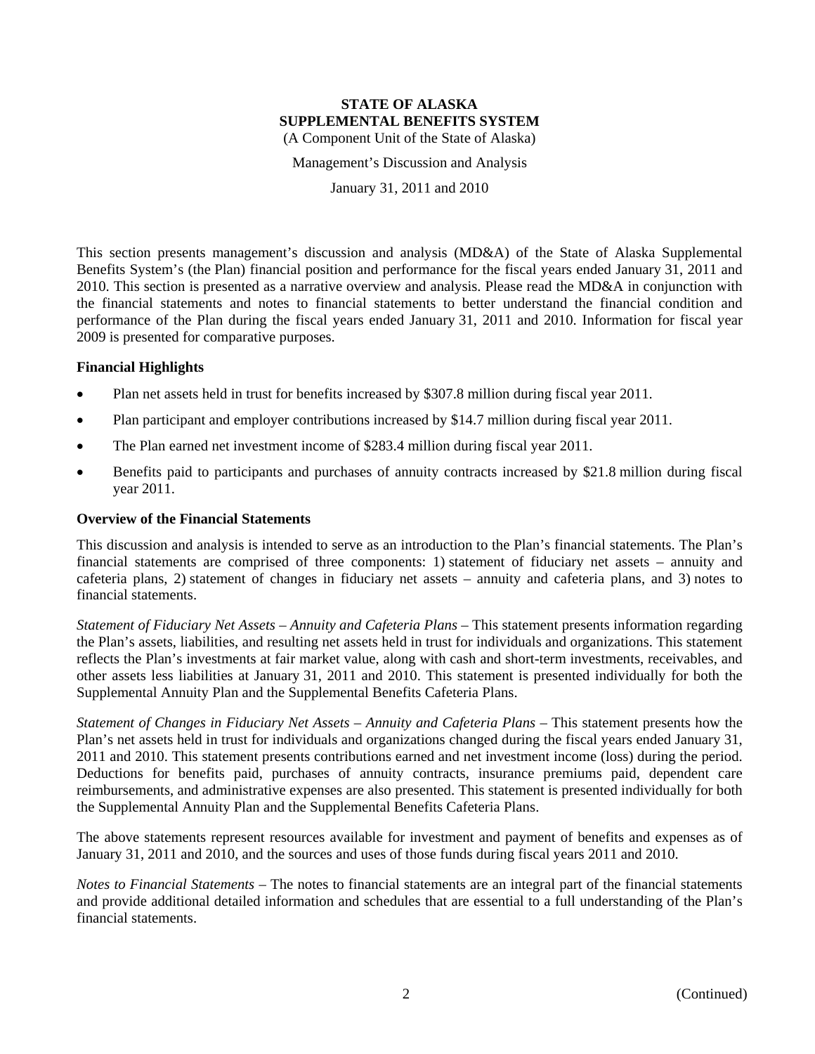**STATE OF ALASKA**
**SUPPLEMENTAL BENEFITS SYSTEM**
(A Component Unit of the State of Alaska)

Management's Discussion and Analysis

January 31, 2011 and 2010

This section presents management's discussion and analysis (MD&A) of the State of Alaska Supplemental Benefits System's (the Plan) financial position and performance for the fiscal years ended January 31, 2011 and 2010. This section is presented as a narrative overview and analysis. Please read the MD&A in conjunction with the financial statements and notes to financial statements to better understand the financial condition and performance of the Plan during the fiscal years ended January 31, 2011 and 2010. Information for fiscal year 2009 is presented for comparative purposes.

### Financial Highlights

- Plan net assets held in trust for benefits increased by $307.8 million during fiscal year 2011.
- Plan participant and employer contributions increased by $14.7 million during fiscal year 2011.
- The Plan earned net investment income of $283.4 million during fiscal year 2011.
- Benefits paid to participants and purchases of annuity contracts increased by $21.8 million during fiscal year 2011.

### Overview of the Financial Statements

This discussion and analysis is intended to serve as an introduction to the Plan's financial statements. The Plan's financial statements are comprised of three components: 1) statement of fiduciary net assets – annuity and cafeteria plans, 2) statement of changes in fiduciary net assets – annuity and cafeteria plans, and 3) notes to financial statements.

*Statement of Fiduciary Net Assets – Annuity and Cafeteria Plans* – This statement presents information regarding the Plan's assets, liabilities, and resulting net assets held in trust for individuals and organizations. This statement reflects the Plan's investments at fair market value, along with cash and short-term investments, receivables, and other assets less liabilities at January 31, 2011 and 2010. This statement is presented individually for both the Supplemental Annuity Plan and the Supplemental Benefits Cafeteria Plans.

*Statement of Changes in Fiduciary Net Assets – Annuity and Cafeteria Plans* – This statement presents how the Plan's net assets held in trust for individuals and organizations changed during the fiscal years ended January 31, 2011 and 2010. This statement presents contributions earned and net investment income (loss) during the period. Deductions for benefits paid, purchases of annuity contracts, insurance premiums paid, dependent care reimbursements, and administrative expenses are also presented. This statement is presented individually for both the Supplemental Annuity Plan and the Supplemental Benefits Cafeteria Plans.

The above statements represent resources available for investment and payment of benefits and expenses as of January 31, 2011 and 2010, and the sources and uses of those funds during fiscal years 2011 and 2010.

*Notes to Financial Statements* – The notes to financial statements are an integral part of the financial statements and provide additional detailed information and schedules that are essential to a full understanding of the Plan's financial statements.

(Continued)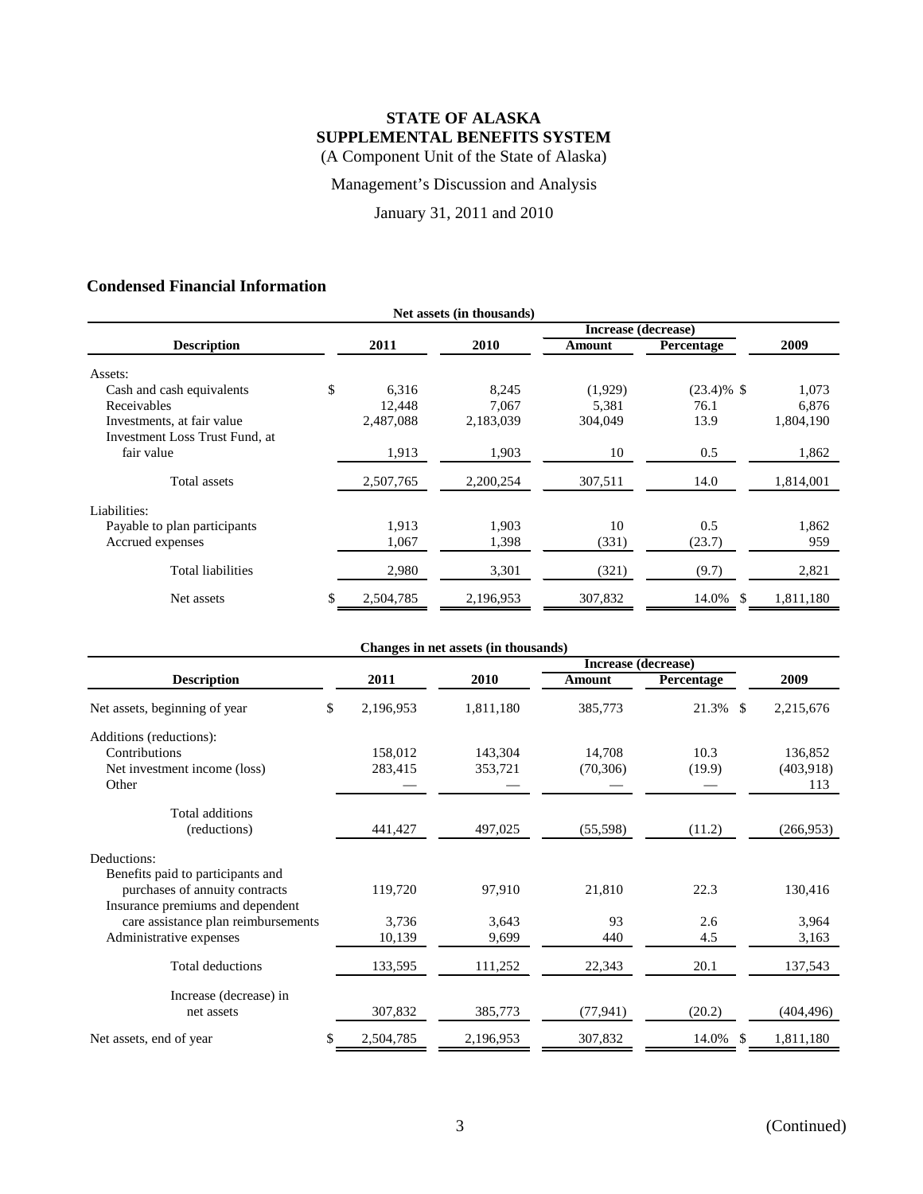# STATE OF ALASKA
# SUPPLEMENTAL BENEFITS SYSTEM

(A Component Unit of the State of Alaska)

Management's Discussion and Analysis

January 31, 2011 and 2010

## Condensed Financial Information

**Net assets (in thousands)**

| Description | 2011 | 2010 | Increase (decrease) Amount | Increase (decrease) Percentage | 2009 |
|---|---|---|---|---|---|
| Assets: | | | | | |
| Cash and cash equivalents | $ 6,316 | 8,245 | (1,929) | (23.4)% | $ 1,073 |
| Receivables | 12,448 | 7,067 | 5,381 | 76.1 | 6,876 |
| Investments, at fair value | 2,487,088 | 2,183,039 | 304,049 | 13.9 | 1,804,190 |
| Investment Loss Trust Fund, at fair value | 1,913 | 1,903 | 10 | 0.5 | 1,862 |
| Total assets | 2,507,765 | 2,200,254 | 307,511 | 14.0 | 1,814,001 |
| Liabilities: | | | | | |
| Payable to plan participants | 1,913 | 1,903 | 10 | 0.5 | 1,862 |
| Accrued expenses | 1,067 | 1,398 | (331) | (23.7) | 959 |
| Total liabilities | 2,980 | 3,301 | (321) | (9.7) | 2,821 |
| Net assets | $ 2,504,785 | 2,196,953 | 307,832 | 14.0% | $ 1,811,180 |

**Changes in net assets (in thousands)**

| Description | 2011 | 2010 | Increase (decrease) Amount | Increase (decrease) Percentage | 2009 |
|---|---|---|---|---|---|
| Net assets, beginning of year | $ 2,196,953 | 1,811,180 | 385,773 | 21.3% | $ 2,215,676 |
| Additions (reductions): | | | | | |
| Contributions | 158,012 | 143,304 | 14,708 | 10.3 | 136,852 |
| Net investment income (loss) | 283,415 | 353,721 | (70,306) | (19.9) | (403,918) |
| Other | — | — | — | — | 113 |
| Total additions (reductions) | 441,427 | 497,025 | (55,598) | (11.2) | (266,953) |
| Deductions: | | | | | |
| Benefits paid to participants and purchases of annuity contracts | 119,720 | 97,910 | 21,810 | 22.3 | 130,416 |
| Insurance premiums and dependent care assistance plan reimbursements | 3,736 | 3,643 | 93 | 2.6 | 3,964 |
| Administrative expenses | 10,139 | 9,699 | 440 | 4.5 | 3,163 |
| Total deductions | 133,595 | 111,252 | 22,343 | 20.1 | 137,543 |
| Increase (decrease) in net assets | 307,832 | 385,773 | (77,941) | (20.2) | (404,496) |
| Net assets, end of year | $ 2,504,785 | 2,196,953 | 307,832 | 14.0% | $ 1,811,180 |

(Continued)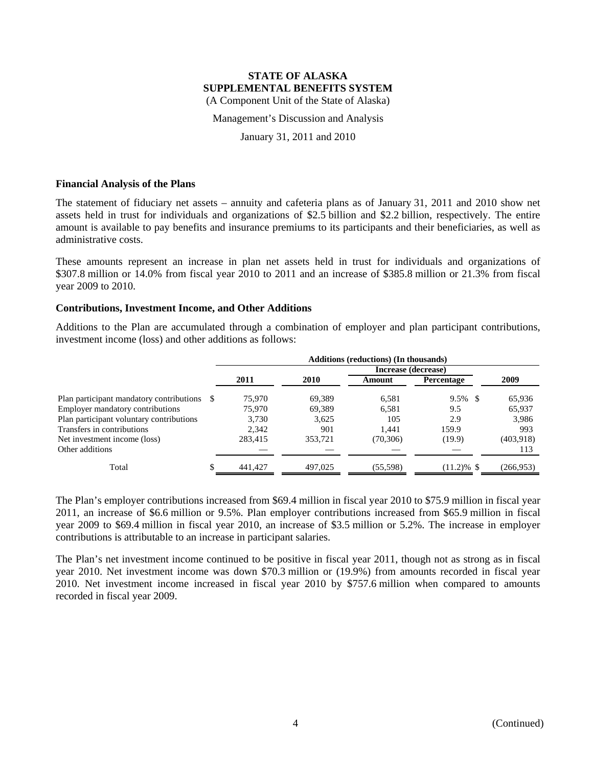# STATE OF ALASKA
# SUPPLEMENTAL BENEFITS SYSTEM

(A Component Unit of the State of Alaska)

Management's Discussion and Analysis

January 31, 2011 and 2010

### Financial Analysis of the Plans

The statement of fiduciary net assets – annuity and cafeteria plans as of January 31, 2011 and 2010 show net assets held in trust for individuals and organizations of $2.5 billion and $2.2 billion, respectively. The entire amount is available to pay benefits and insurance premiums to its participants and their beneficiaries, as well as administrative costs.

These amounts represent an increase in plan net assets held in trust for individuals and organizations of $307.8 million or 14.0% from fiscal year 2010 to 2011 and an increase of $385.8 million or 21.3% from fiscal year 2009 to 2010.

### Contributions, Investment Income, and Other Additions

Additions to the Plan are accumulated through a combination of employer and plan participant contributions, investment income (loss) and other additions as follows:

| | Additions (reductions) (In thousands) | | | | |
|---|---|---|---|---|---|
| | | | Increase (decrease) | | |
| | 2011 | 2010 | Amount | Percentage | 2009 |
| Plan participant mandatory contributions | $ 75,970 | 69,389 | 6,581 | 9.5% | $ 65,936 |
| Employer mandatory contributions | 75,970 | 69,389 | 6,581 | 9.5 | 65,937 |
| Plan participant voluntary contributions | 3,730 | 3,625 | 105 | 2.9 | 3,986 |
| Transfers in contributions | 2,342 | 901 | 1,441 | 159.9 | 993 |
| Net investment income (loss) | 283,415 | 353,721 | (70,306) | (19.9) | (403,918) |
| Other additions | — | — | — | — | 113 |
| Total | $ 441,427 | 497,025 | (55,598) | (11.2)% | $ (266,953) |

The Plan's employer contributions increased from $69.4 million in fiscal year 2010 to $75.9 million in fiscal year 2011, an increase of $6.6 million or 9.5%. Plan employer contributions increased from $65.9 million in fiscal year 2009 to $69.4 million in fiscal year 2010, an increase of $3.5 million or 5.2%. The increase in employer contributions is attributable to an increase in participant salaries.

The Plan's net investment income continued to be positive in fiscal year 2011, though not as strong as in fiscal year 2010. Net investment income was down $70.3 million or (19.9%) from amounts recorded in fiscal year 2010. Net investment income increased in fiscal year 2010 by $757.6 million when compared to amounts recorded in fiscal year 2009.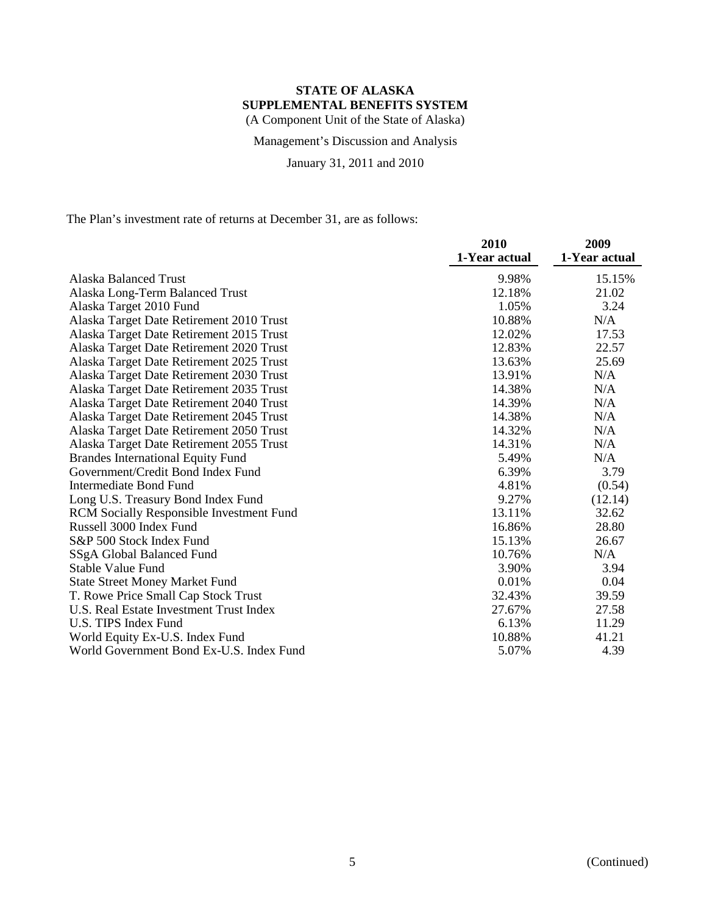**STATE OF ALASKA**
**SUPPLEMENTAL BENEFITS SYSTEM**
(A Component Unit of the State of Alaska)

Management's Discussion and Analysis

January 31, 2011 and 2010

The Plan's investment rate of returns at December 31, are as follows:

| | 2010<br>1-Year actual | 2009<br>1-Year actual |
|---|---|---|
| Alaska Balanced Trust | 9.98% | 15.15% |
| Alaska Long-Term Balanced Trust | 12.18% | 21.02 |
| Alaska Target 2010 Fund | 1.05% | 3.24 |
| Alaska Target Date Retirement 2010 Trust | 10.88% | N/A |
| Alaska Target Date Retirement 2015 Trust | 12.02% | 17.53 |
| Alaska Target Date Retirement 2020 Trust | 12.83% | 22.57 |
| Alaska Target Date Retirement 2025 Trust | 13.63% | 25.69 |
| Alaska Target Date Retirement 2030 Trust | 13.91% | N/A |
| Alaska Target Date Retirement 2035 Trust | 14.38% | N/A |
| Alaska Target Date Retirement 2040 Trust | 14.39% | N/A |
| Alaska Target Date Retirement 2045 Trust | 14.38% | N/A |
| Alaska Target Date Retirement 2050 Trust | 14.32% | N/A |
| Alaska Target Date Retirement 2055 Trust | 14.31% | N/A |
| Brandes International Equity Fund | 5.49% | N/A |
| Government/Credit Bond Index Fund | 6.39% | 3.79 |
| Intermediate Bond Fund | 4.81% | (0.54) |
| Long U.S. Treasury Bond Index Fund | 9.27% | (12.14) |
| RCM Socially Responsible Investment Fund | 13.11% | 32.62 |
| Russell 3000 Index Fund | 16.86% | 28.80 |
| S&P 500 Stock Index Fund | 15.13% | 26.67 |
| SSgA Global Balanced Fund | 10.76% | N/A |
| Stable Value Fund | 3.90% | 3.94 |
| State Street Money Market Fund | 0.01% | 0.04 |
| T. Rowe Price Small Cap Stock Trust | 32.43% | 39.59 |
| U.S. Real Estate Investment Trust Index | 27.67% | 27.58 |
| U.S. TIPS Index Fund | 6.13% | 11.29 |
| World Equity Ex-U.S. Index Fund | 10.88% | 41.21 |
| World Government Bond Ex-U.S. Index Fund | 5.07% | 4.39 |

(Continued)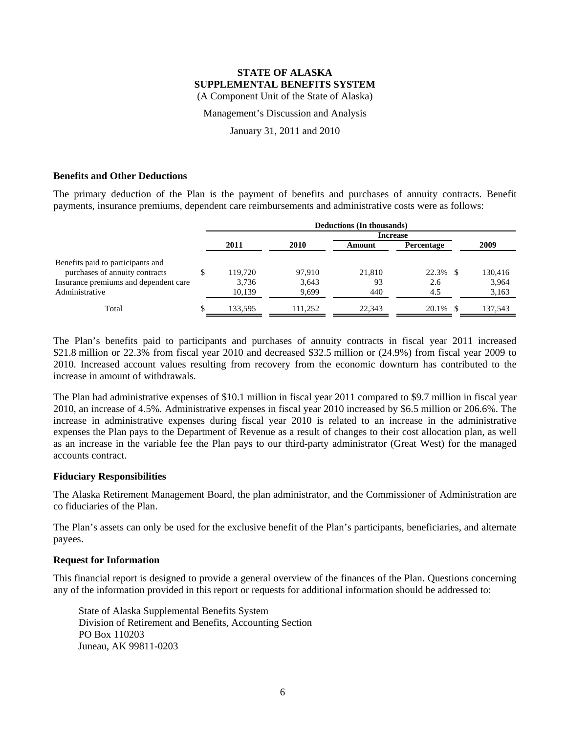**STATE OF ALASKA**
**SUPPLEMENTAL BENEFITS SYSTEM**
(A Component Unit of the State of Alaska)

Management's Discussion and Analysis

January 31, 2011 and 2010

### Benefits and Other Deductions

The primary deduction of the Plan is the payment of benefits and purchases of annuity contracts. Benefit payments, insurance premiums, dependent care reimbursements and administrative costs were as follows:

| | Deductions (In thousands) | | | | |
|---|---|---|---|---|---|
| | | | Increase | | |
| | 2011 | 2010 | Amount | Percentage | 2009 |
| Benefits paid to participants and purchases of annuity contracts | $ 119,720 | 97,910 | 21,810 | 22.3% | $ 130,416 |
| Insurance premiums and dependent care | 3,736 | 3,643 | 93 | 2.6 | 3,964 |
| Administrative | 10,139 | 9,699 | 440 | 4.5 | 3,163 |
| Total | $ 133,595 | 111,252 | 22,343 | 20.1% | $ 137,543 |

The Plan's benefits paid to participants and purchases of annuity contracts in fiscal year 2011 increased $21.8 million or 22.3% from fiscal year 2010 and decreased $32.5 million or (24.9%) from fiscal year 2009 to 2010. Increased account values resulting from recovery from the economic downturn has contributed to the increase in amount of withdrawals.

The Plan had administrative expenses of $10.1 million in fiscal year 2011 compared to $9.7 million in fiscal year 2010, an increase of 4.5%. Administrative expenses in fiscal year 2010 increased by $6.5 million or 206.6%. The increase in administrative expenses during fiscal year 2010 is related to an increase in the administrative expenses the Plan pays to the Department of Revenue as a result of changes to their cost allocation plan, as well as an increase in the variable fee the Plan pays to our third-party administrator (Great West) for the managed accounts contract.

### Fiduciary Responsibilities

The Alaska Retirement Management Board, the plan administrator, and the Commissioner of Administration are co fiduciaries of the Plan.

The Plan's assets can only be used for the exclusive benefit of the Plan's participants, beneficiaries, and alternate payees.

### Request for Information

This financial report is designed to provide a general overview of the finances of the Plan. Questions concerning any of the information provided in this report or requests for additional information should be addressed to:

State of Alaska Supplemental Benefits System
Division of Retirement and Benefits, Accounting Section
PO Box 110203
Juneau, AK 99811-0203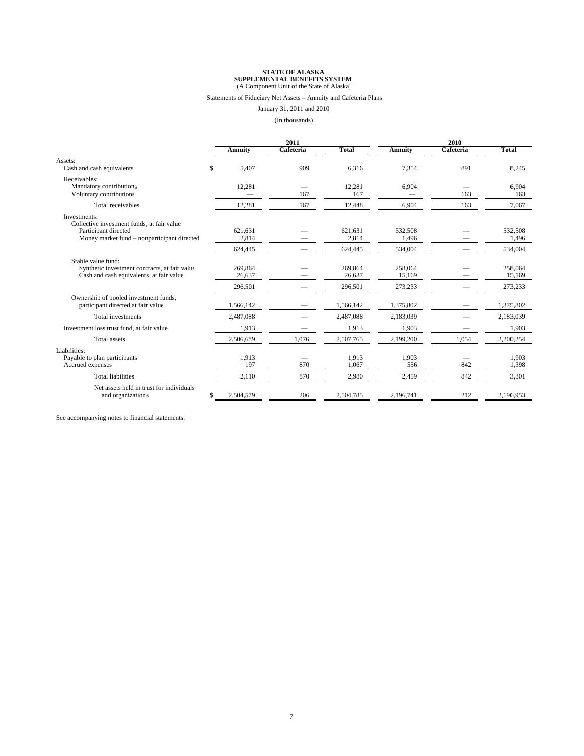**STATE OF ALASKA**
**SUPPLEMENTAL BENEFITS SYSTEM**
(A Component Unit of the State of Alaska)

Statements of Fiduciary Net Assets – Annuity and Cafeteria Plans

January 31, 2011 and 2010

(In thousands)

| | 2011 | | | 2010 | | |
|---|---|---|---|---|---|---|
| | **Annuity** | **Cafeteria** | **Total** | **Annuity** | **Cafeteria** | **Total** |
| Assets: | | | | | | |
| Cash and cash equivalents | $ 5,407 | 909 | 6,316 | 7,354 | 891 | 8,245 |
| Receivables: | | | | | | |
| Mandatory contributions | 12,281 | — | 12,281 | 6,904 | — | 6,904 |
| Voluntary contributions | — | 167 | 167 | — | 163 | 163 |
| Total receivables | 12,281 | 167 | 12,448 | 6,904 | 163 | 7,067 |
| Investments: | | | | | | |
| Collective investment funds, at fair value | | | | | | |
| Participant directed | 621,631 | — | 621,631 | 532,508 | — | 532,508 |
| Money market fund – nonparticipant directed | 2,814 | — | 2,814 | 1,496 | — | 1,496 |
| | 624,445 | — | 624,445 | 534,004 | — | 534,004 |
| Stable value fund: | | | | | | |
| Synthetic investment contracts, at fair value | 269,864 | — | 269,864 | 258,064 | — | 258,064 |
| Cash and cash equivalents, at fair value | 26,637 | — | 26,637 | 15,169 | — | 15,169 |
| | 296,501 | — | 296,501 | 273,233 | — | 273,233 |
| Ownership of pooled investment funds, participant directed at fair value | 1,566,142 | — | 1,566,142 | 1,375,802 | — | 1,375,802 |
| Total investments | 2,487,088 | — | 2,487,088 | 2,183,039 | — | 2,183,039 |
| Investment loss trust fund, at fair value | 1,913 | — | 1,913 | 1,903 | — | 1,903 |
| Total assets | 2,506,689 | 1,076 | 2,507,765 | 2,199,200 | 1,054 | 2,200,254 |
| Liabilities: | | | | | | |
| Payable to plan participants | 1,913 | — | 1,913 | 1,903 | — | 1,903 |
| Accrued expenses | 197 | 870 | 1,067 | 556 | 842 | 1,398 |
| Total liabilities | 2,110 | 870 | 2,980 | 2,459 | 842 | 3,301 |
| Net assets held in trust for individuals and organizations | $ 2,504,579 | 206 | 2,504,785 | 2,196,741 | 212 | 2,196,953 |

See accompanying notes to financial statements.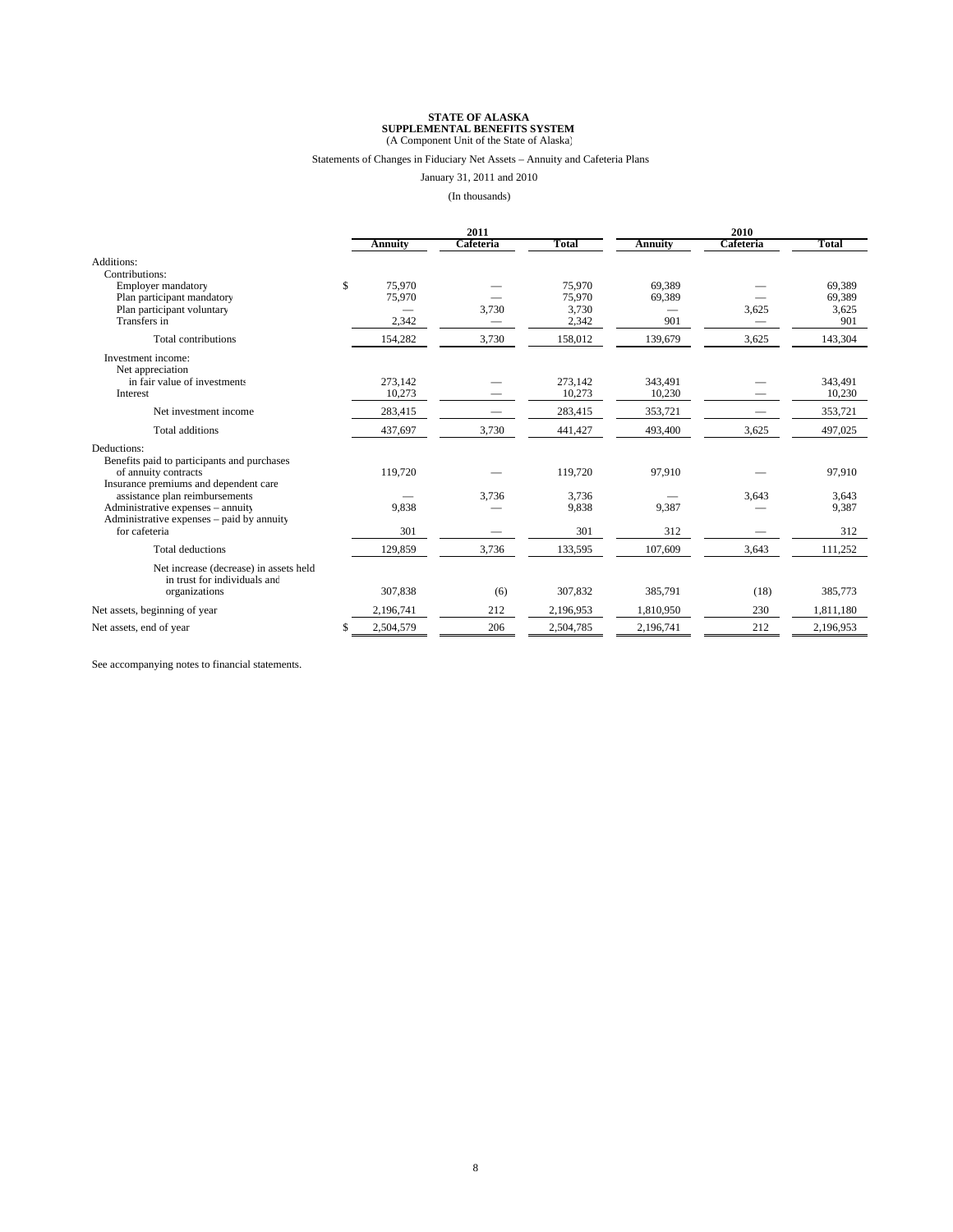**STATE OF ALASKA**
**SUPPLEMENTAL BENEFITS SYSTEM**
(A Component Unit of the State of Alaska)

Statements of Changes in Fiduciary Net Assets – Annuity and Cafeteria Plans

January 31, 2011 and 2010

(In thousands)

| | 2011 | | | 2010 | | |
|---|---|---|---|---|---|---|
| | **Annuity** | **Cafeteria** | **Total** | **Annuity** | **Cafeteria** | **Total** |
| Additions: | | | | | | |
| Contributions: | | | | | | |
| Employer mandatory | $ 75,970 | — | 75,970 | 69,389 | — | 69,389 |
| Plan participant mandatory | 75,970 | — | 75,970 | 69,389 | — | 69,389 |
| Plan participant voluntary | — | 3,730 | 3,730 | — | 3,625 | 3,625 |
| Transfers in | 2,342 | — | 2,342 | 901 | — | 901 |
| Total contributions | 154,282 | 3,730 | 158,012 | 139,679 | 3,625 | 143,304 |
| Investment income: | | | | | | |
| Net appreciation in fair value of investments | 273,142 | — | 273,142 | 343,491 | — | 343,491 |
| Interest | 10,273 | — | 10,273 | 10,230 | — | 10,230 |
| Net investment income | 283,415 | — | 283,415 | 353,721 | — | 353,721 |
| Total additions | 437,697 | 3,730 | 441,427 | 493,400 | 3,625 | 497,025 |
| Deductions: | | | | | | |
| Benefits paid to participants and purchases of annuity contracts | 119,720 | — | 119,720 | 97,910 | — | 97,910 |
| Insurance premiums and dependent care assistance plan reimbursements | — | 3,736 | 3,736 | — | 3,643 | 3,643 |
| Administrative expenses – annuity | 9,838 | — | 9,838 | 9,387 | — | 9,387 |
| Administrative expenses – paid by annuity for cafeteria | 301 | — | 301 | 312 | — | 312 |
| Total deductions | 129,859 | 3,736 | 133,595 | 107,609 | 3,643 | 111,252 |
| Net increase (decrease) in assets held in trust for individuals and organizations | 307,838 | (6) | 307,832 | 385,791 | (18) | 385,773 |
| Net assets, beginning of year | 2,196,741 | 212 | 2,196,953 | 1,810,950 | 230 | 1,811,180 |
| Net assets, end of year | $ 2,504,579 | 206 | 2,504,785 | 2,196,741 | 212 | 2,196,953 |

See accompanying notes to financial statements.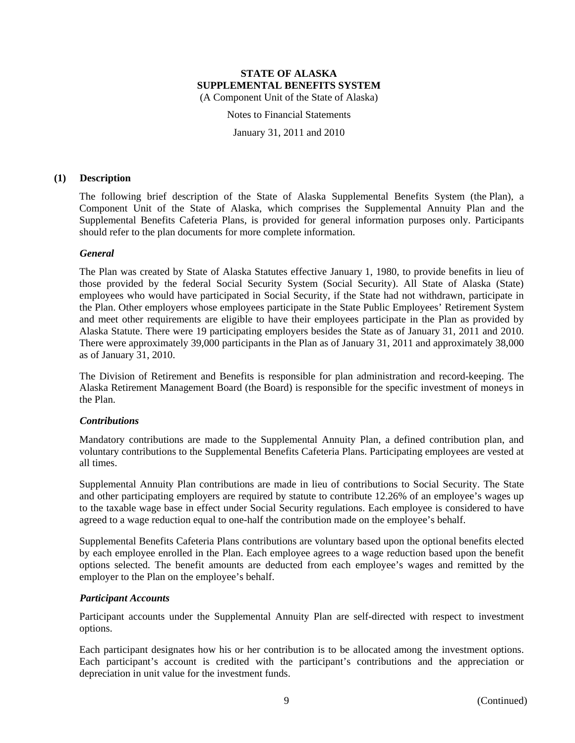**STATE OF ALASKA**
**SUPPLEMENTAL BENEFITS SYSTEM**
(A Component Unit of the State of Alaska)

Notes to Financial Statements

January 31, 2011 and 2010

## (1) Description

The following brief description of the State of Alaska Supplemental Benefits System (the Plan), a Component Unit of the State of Alaska, which comprises the Supplemental Annuity Plan and the Supplemental Benefits Cafeteria Plans, is provided for general information purposes only. Participants should refer to the plan documents for more complete information.

### *General*

The Plan was created by State of Alaska Statutes effective January 1, 1980, to provide benefits in lieu of those provided by the federal Social Security System (Social Security). All State of Alaska (State) employees who would have participated in Social Security, if the State had not withdrawn, participate in the Plan. Other employers whose employees participate in the State Public Employees' Retirement System and meet other requirements are eligible to have their employees participate in the Plan as provided by Alaska Statute. There were 19 participating employers besides the State as of January 31, 2011 and 2010. There were approximately 39,000 participants in the Plan as of January 31, 2011 and approximately 38,000 as of January 31, 2010.

The Division of Retirement and Benefits is responsible for plan administration and record-keeping. The Alaska Retirement Management Board (the Board) is responsible for the specific investment of moneys in the Plan.

### *Contributions*

Mandatory contributions are made to the Supplemental Annuity Plan, a defined contribution plan, and voluntary contributions to the Supplemental Benefits Cafeteria Plans. Participating employees are vested at all times.

Supplemental Annuity Plan contributions are made in lieu of contributions to Social Security. The State and other participating employers are required by statute to contribute 12.26% of an employee's wages up to the taxable wage base in effect under Social Security regulations. Each employee is considered to have agreed to a wage reduction equal to one-half the contribution made on the employee's behalf.

Supplemental Benefits Cafeteria Plans contributions are voluntary based upon the optional benefits elected by each employee enrolled in the Plan. Each employee agrees to a wage reduction based upon the benefit options selected. The benefit amounts are deducted from each employee's wages and remitted by the employer to the Plan on the employee's behalf.

### *Participant Accounts*

Participant accounts under the Supplemental Annuity Plan are self-directed with respect to investment options.

Each participant designates how his or her contribution is to be allocated among the investment options. Each participant's account is credited with the participant's contributions and the appreciation or depreciation in unit value for the investment funds.

(Continued)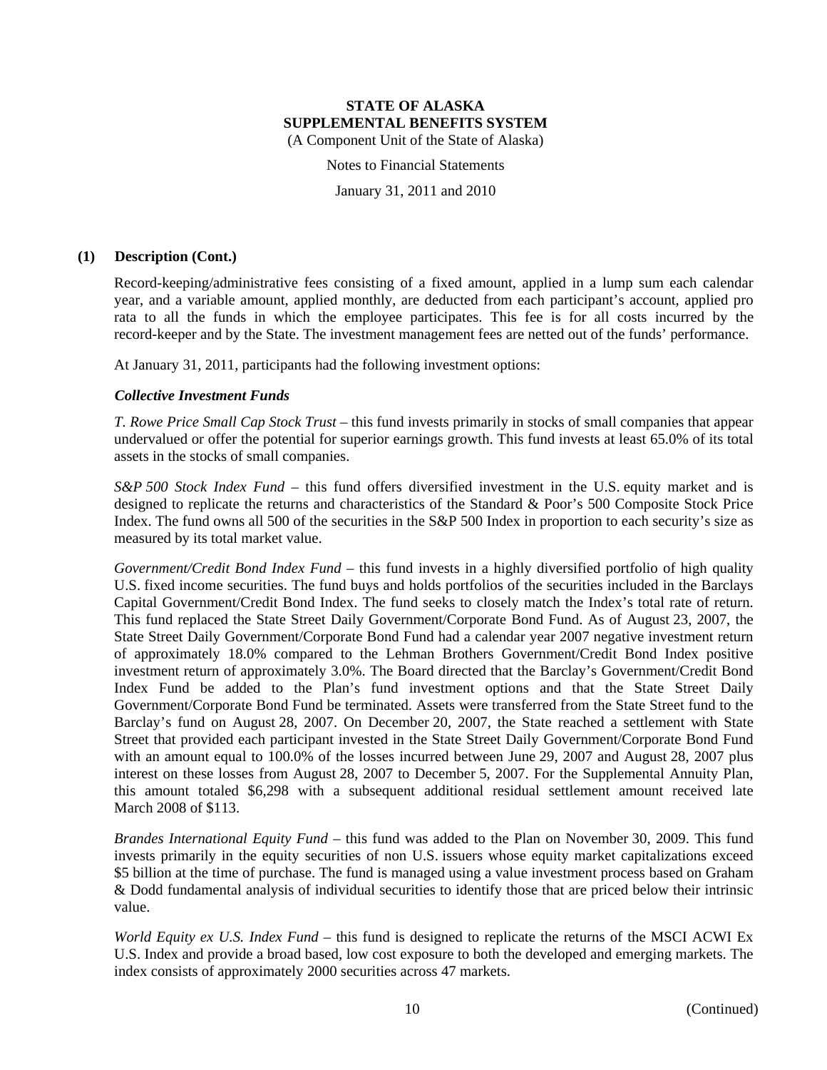# STATE OF ALASKA
# SUPPLEMENTAL BENEFITS SYSTEM

(A Component Unit of the State of Alaska)

Notes to Financial Statements

January 31, 2011 and 2010

## (1) Description (Cont.)

Record-keeping/administrative fees consisting of a fixed amount, applied in a lump sum each calendar year, and a variable amount, applied monthly, are deducted from each participant's account, applied pro rata to all the funds in which the employee participates. This fee is for all costs incurred by the record-keeper and by the State. The investment management fees are netted out of the funds' performance.

At January 31, 2011, participants had the following investment options:

### *Collective Investment Funds*

*T. Rowe Price Small Cap Stock Trust* – this fund invests primarily in stocks of small companies that appear undervalued or offer the potential for superior earnings growth. This fund invests at least 65.0% of its total assets in the stocks of small companies.

*S&P 500 Stock Index Fund* – this fund offers diversified investment in the U.S. equity market and is designed to replicate the returns and characteristics of the Standard & Poor's 500 Composite Stock Price Index. The fund owns all 500 of the securities in the S&P 500 Index in proportion to each security's size as measured by its total market value.

*Government/Credit Bond Index Fund* – this fund invests in a highly diversified portfolio of high quality U.S. fixed income securities. The fund buys and holds portfolios of the securities included in the Barclays Capital Government/Credit Bond Index. The fund seeks to closely match the Index's total rate of return. This fund replaced the State Street Daily Government/Corporate Bond Fund. As of August 23, 2007, the State Street Daily Government/Corporate Bond Fund had a calendar year 2007 negative investment return of approximately 18.0% compared to the Lehman Brothers Government/Credit Bond Index positive investment return of approximately 3.0%. The Board directed that the Barclay's Government/Credit Bond Index Fund be added to the Plan's fund investment options and that the State Street Daily Government/Corporate Bond Fund be terminated. Assets were transferred from the State Street fund to the Barclay's fund on August 28, 2007. On December 20, 2007, the State reached a settlement with State Street that provided each participant invested in the State Street Daily Government/Corporate Bond Fund with an amount equal to 100.0% of the losses incurred between June 29, 2007 and August 28, 2007 plus interest on these losses from August 28, 2007 to December 5, 2007. For the Supplemental Annuity Plan, this amount totaled \$6,298 with a subsequent additional residual settlement amount received late March 2008 of \$113.

*Brandes International Equity Fund* – this fund was added to the Plan on November 30, 2009. This fund invests primarily in the equity securities of non U.S. issuers whose equity market capitalizations exceed \$5 billion at the time of purchase. The fund is managed using a value investment process based on Graham & Dodd fundamental analysis of individual securities to identify those that are priced below their intrinsic value.

*World Equity ex U.S. Index Fund* – this fund is designed to replicate the returns of the MSCI ACWI Ex U.S. Index and provide a broad based, low cost exposure to both the developed and emerging markets. The index consists of approximately 2000 securities across 47 markets.

(Continued)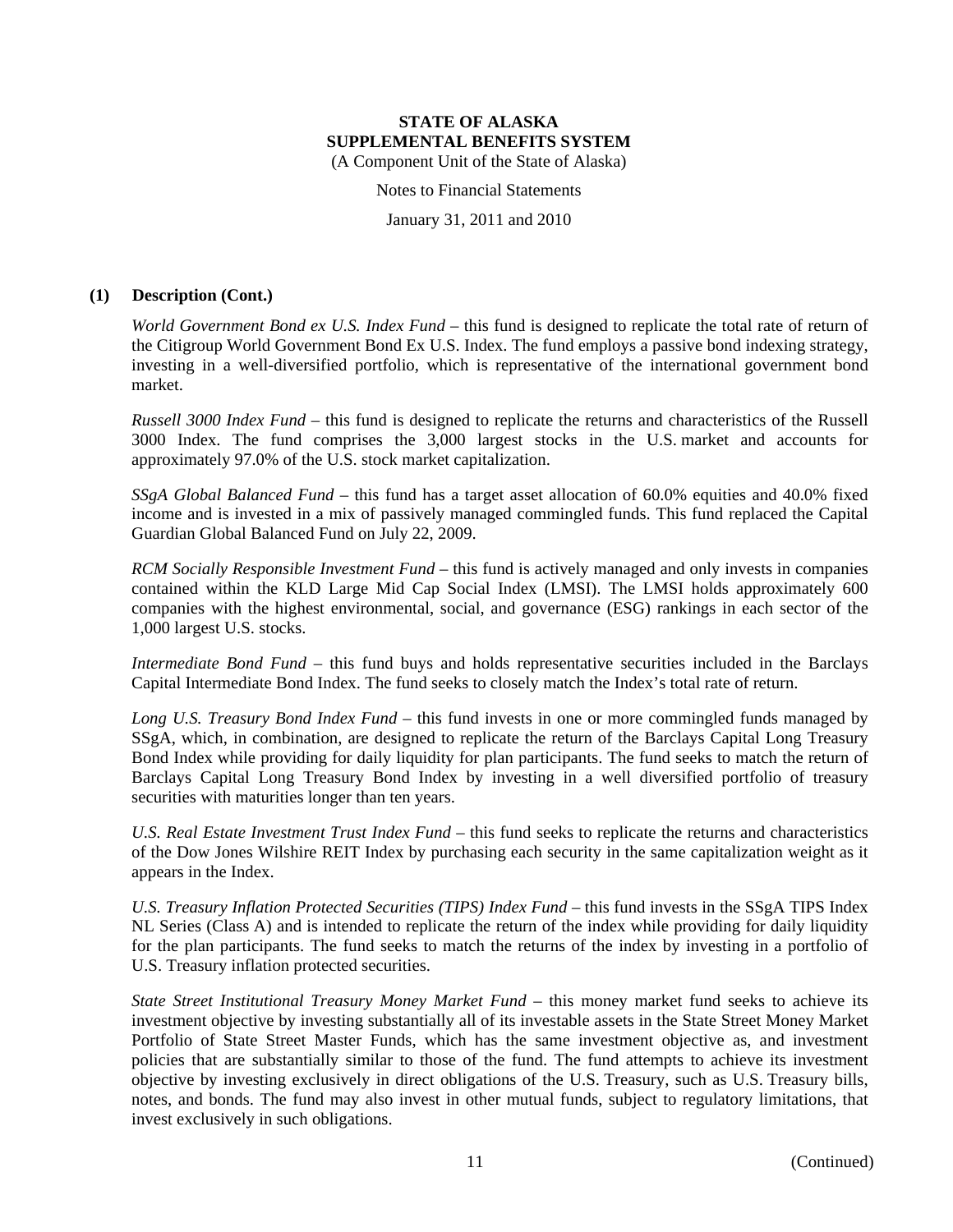## (1) Description (Cont.)

*World Government Bond ex U.S. Index Fund* – this fund is designed to replicate the total rate of return of the Citigroup World Government Bond Ex U.S. Index. The fund employs a passive bond indexing strategy, investing in a well-diversified portfolio, which is representative of the international government bond market.

*Russell 3000 Index Fund* – this fund is designed to replicate the returns and characteristics of the Russell 3000 Index. The fund comprises the 3,000 largest stocks in the U.S. market and accounts for approximately 97.0% of the U.S. stock market capitalization.

*SSgA Global Balanced Fund* – this fund has a target asset allocation of 60.0% equities and 40.0% fixed income and is invested in a mix of passively managed commingled funds. This fund replaced the Capital Guardian Global Balanced Fund on July 22, 2009.

*RCM Socially Responsible Investment Fund* – this fund is actively managed and only invests in companies contained within the KLD Large Mid Cap Social Index (LMSI). The LMSI holds approximately 600 companies with the highest environmental, social, and governance (ESG) rankings in each sector of the 1,000 largest U.S. stocks.

*Intermediate Bond Fund* – this fund buys and holds representative securities included in the Barclays Capital Intermediate Bond Index. The fund seeks to closely match the Index's total rate of return.

*Long U.S. Treasury Bond Index Fund* – this fund invests in one or more commingled funds managed by SSgA, which, in combination, are designed to replicate the return of the Barclays Capital Long Treasury Bond Index while providing for daily liquidity for plan participants. The fund seeks to match the return of Barclays Capital Long Treasury Bond Index by investing in a well diversified portfolio of treasury securities with maturities longer than ten years.

*U.S. Real Estate Investment Trust Index Fund* – this fund seeks to replicate the returns and characteristics of the Dow Jones Wilshire REIT Index by purchasing each security in the same capitalization weight as it appears in the Index.

*U.S. Treasury Inflation Protected Securities (TIPS) Index Fund* – this fund invests in the SSgA TIPS Index NL Series (Class A) and is intended to replicate the return of the index while providing for daily liquidity for the plan participants. The fund seeks to match the returns of the index by investing in a portfolio of U.S. Treasury inflation protected securities.

*State Street Institutional Treasury Money Market Fund* – this money market fund seeks to achieve its investment objective by investing substantially all of its investable assets in the State Street Money Market Portfolio of State Street Master Funds, which has the same investment objective as, and investment policies that are substantially similar to those of the fund. The fund attempts to achieve its investment objective by investing exclusively in direct obligations of the U.S. Treasury, such as U.S. Treasury bills, notes, and bonds. The fund may also invest in other mutual funds, subject to regulatory limitations, that invest exclusively in such obligations.

(Continued)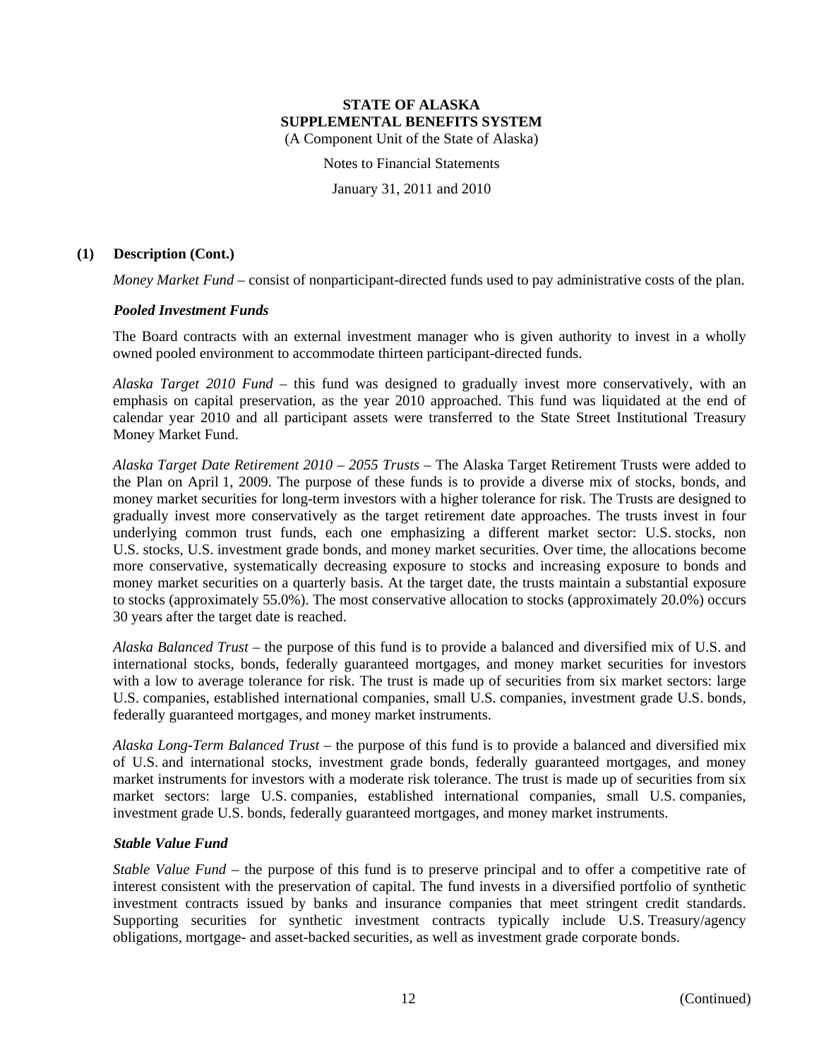## (1) Description (Cont.)

*Money Market Fund* – consist of nonparticipant-directed funds used to pay administrative costs of the plan.

### *Pooled Investment Funds*

The Board contracts with an external investment manager who is given authority to invest in a wholly owned pooled environment to accommodate thirteen participant-directed funds.

*Alaska Target 2010 Fund* – this fund was designed to gradually invest more conservatively, with an emphasis on capital preservation, as the year 2010 approached. This fund was liquidated at the end of calendar year 2010 and all participant assets were transferred to the State Street Institutional Treasury Money Market Fund.

*Alaska Target Date Retirement 2010 – 2055 Trusts* – The Alaska Target Retirement Trusts were added to the Plan on April 1, 2009. The purpose of these funds is to provide a diverse mix of stocks, bonds, and money market securities for long-term investors with a higher tolerance for risk. The Trusts are designed to gradually invest more conservatively as the target retirement date approaches. The trusts invest in four underlying common trust funds, each one emphasizing a different market sector: U.S. stocks, non U.S. stocks, U.S. investment grade bonds, and money market securities. Over time, the allocations become more conservative, systematically decreasing exposure to stocks and increasing exposure to bonds and money market securities on a quarterly basis. At the target date, the trusts maintain a substantial exposure to stocks (approximately 55.0%). The most conservative allocation to stocks (approximately 20.0%) occurs 30 years after the target date is reached.

*Alaska Balanced Trust* – the purpose of this fund is to provide a balanced and diversified mix of U.S. and international stocks, bonds, federally guaranteed mortgages, and money market securities for investors with a low to average tolerance for risk. The trust is made up of securities from six market sectors: large U.S. companies, established international companies, small U.S. companies, investment grade U.S. bonds, federally guaranteed mortgages, and money market instruments.

*Alaska Long-Term Balanced Trust* – the purpose of this fund is to provide a balanced and diversified mix of U.S. and international stocks, investment grade bonds, federally guaranteed mortgages, and money market instruments for investors with a moderate risk tolerance. The trust is made up of securities from six market sectors: large U.S. companies, established international companies, small U.S. companies, investment grade U.S. bonds, federally guaranteed mortgages, and money market instruments.

### *Stable Value Fund*

*Stable Value Fund* – the purpose of this fund is to preserve principal and to offer a competitive rate of interest consistent with the preservation of capital. The fund invests in a diversified portfolio of synthetic investment contracts issued by banks and insurance companies that meet stringent credit standards. Supporting securities for synthetic investment contracts typically include U.S. Treasury/agency obligations, mortgage- and asset-backed securities, as well as investment grade corporate bonds.

(Continued)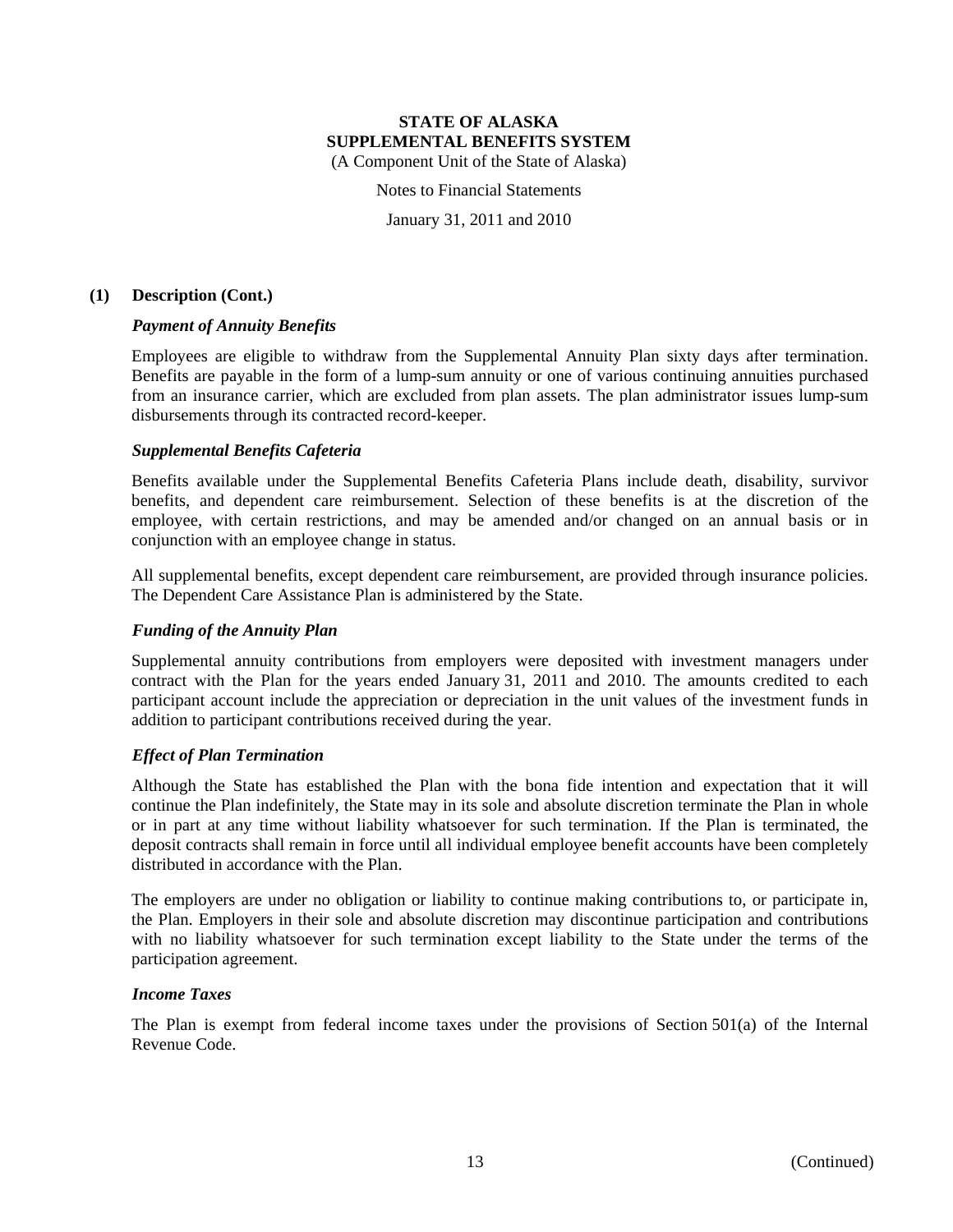# STATE OF ALASKA
# SUPPLEMENTAL BENEFITS SYSTEM

(A Component Unit of the State of Alaska)

Notes to Financial Statements

January 31, 2011 and 2010

## (1) Description (Cont.)

### *Payment of Annuity Benefits*

Employees are eligible to withdraw from the Supplemental Annuity Plan sixty days after termination. Benefits are payable in the form of a lump-sum annuity or one of various continuing annuities purchased from an insurance carrier, which are excluded from plan assets. The plan administrator issues lump-sum disbursements through its contracted record-keeper.

### *Supplemental Benefits Cafeteria*

Benefits available under the Supplemental Benefits Cafeteria Plans include death, disability, survivor benefits, and dependent care reimbursement. Selection of these benefits is at the discretion of the employee, with certain restrictions, and may be amended and/or changed on an annual basis or in conjunction with an employee change in status.

All supplemental benefits, except dependent care reimbursement, are provided through insurance policies. The Dependent Care Assistance Plan is administered by the State.

### *Funding of the Annuity Plan*

Supplemental annuity contributions from employers were deposited with investment managers under contract with the Plan for the years ended January 31, 2011 and 2010. The amounts credited to each participant account include the appreciation or depreciation in the unit values of the investment funds in addition to participant contributions received during the year.

### *Effect of Plan Termination*

Although the State has established the Plan with the bona fide intention and expectation that it will continue the Plan indefinitely, the State may in its sole and absolute discretion terminate the Plan in whole or in part at any time without liability whatsoever for such termination. If the Plan is terminated, the deposit contracts shall remain in force until all individual employee benefit accounts have been completely distributed in accordance with the Plan.

The employers are under no obligation or liability to continue making contributions to, or participate in, the Plan. Employers in their sole and absolute discretion may discontinue participation and contributions with no liability whatsoever for such termination except liability to the State under the terms of the participation agreement.

### *Income Taxes*

The Plan is exempt from federal income taxes under the provisions of Section 501(a) of the Internal Revenue Code.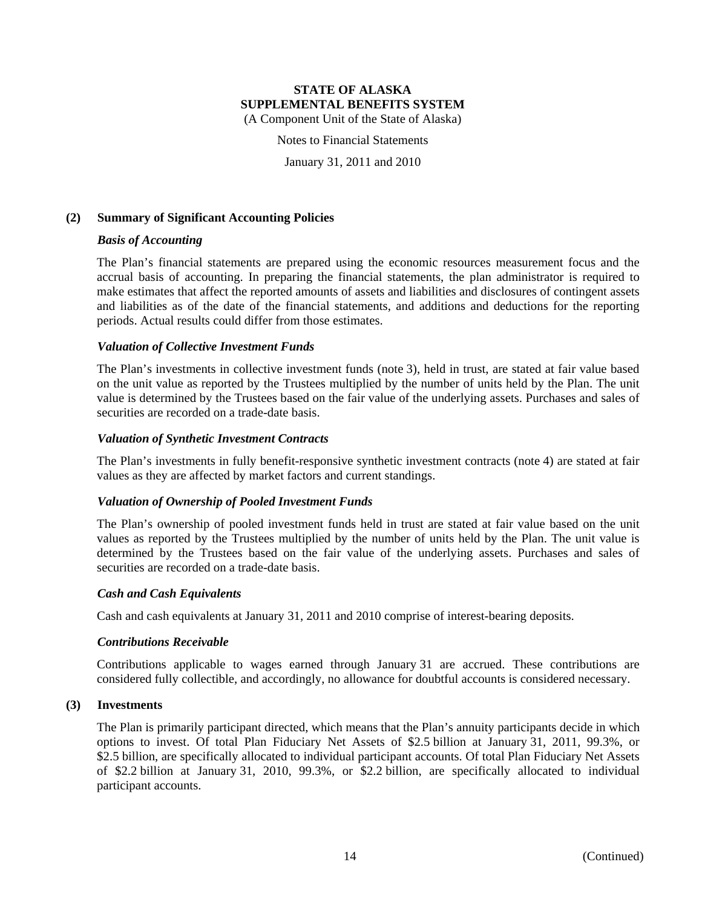# STATE OF ALASKA
# SUPPLEMENTAL BENEFITS SYSTEM

(A Component Unit of the State of Alaska)

Notes to Financial Statements

January 31, 2011 and 2010

## (2) Summary of Significant Accounting Policies

### *Basis of Accounting*

The Plan's financial statements are prepared using the economic resources measurement focus and the accrual basis of accounting. In preparing the financial statements, the plan administrator is required to make estimates that affect the reported amounts of assets and liabilities and disclosures of contingent assets and liabilities as of the date of the financial statements, and additions and deductions for the reporting periods. Actual results could differ from those estimates.

### *Valuation of Collective Investment Funds*

The Plan's investments in collective investment funds (note 3), held in trust, are stated at fair value based on the unit value as reported by the Trustees multiplied by the number of units held by the Plan. The unit value is determined by the Trustees based on the fair value of the underlying assets. Purchases and sales of securities are recorded on a trade-date basis.

### *Valuation of Synthetic Investment Contracts*

The Plan's investments in fully benefit-responsive synthetic investment contracts (note 4) are stated at fair values as they are affected by market factors and current standings.

### *Valuation of Ownership of Pooled Investment Funds*

The Plan's ownership of pooled investment funds held in trust are stated at fair value based on the unit values as reported by the Trustees multiplied by the number of units held by the Plan. The unit value is determined by the Trustees based on the fair value of the underlying assets. Purchases and sales of securities are recorded on a trade-date basis.

### *Cash and Cash Equivalents*

Cash and cash equivalents at January 31, 2011 and 2010 comprise of interest-bearing deposits.

### *Contributions Receivable*

Contributions applicable to wages earned through January 31 are accrued. These contributions are considered fully collectible, and accordingly, no allowance for doubtful accounts is considered necessary.

## (3) Investments

The Plan is primarily participant directed, which means that the Plan's annuity participants decide in which options to invest. Of total Plan Fiduciary Net Assets of $2.5 billion at January 31, 2011, 99.3%, or $2.5 billion, are specifically allocated to individual participant accounts. Of total Plan Fiduciary Net Assets of $2.2 billion at January 31, 2010, 99.3%, or $2.2 billion, are specifically allocated to individual participant accounts.

(Continued)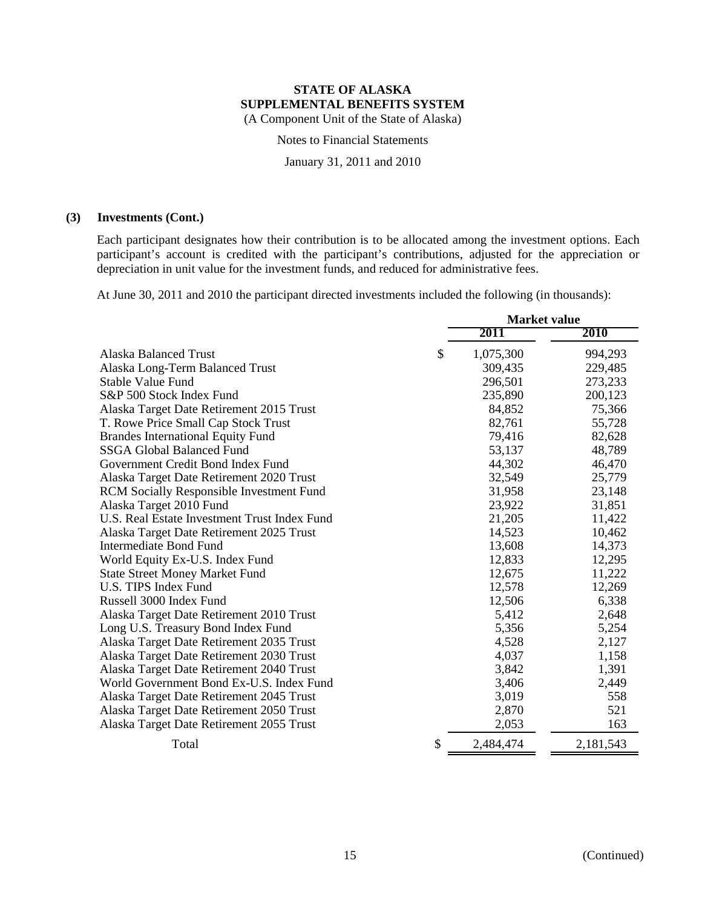# STATE OF ALASKA
## SUPPLEMENTAL BENEFITS SYSTEM
(A Component Unit of the State of Alaska)

Notes to Financial Statements

January 31, 2011 and 2010

### (3) Investments (Cont.)

Each participant designates how their contribution is to be allocated among the investment options. Each participant's account is credited with the participant's contributions, adjusted for the appreciation or depreciation in unit value for the investment funds, and reduced for administrative fees.

At June 30, 2011 and 2010 the participant directed investments included the following (in thousands):

| | Market value | |
|---|---|---|
| | **2011** | **2010** |
| Alaska Balanced Trust | $ 1,075,300 | 994,293 |
| Alaska Long-Term Balanced Trust | 309,435 | 229,485 |
| Stable Value Fund | 296,501 | 273,233 |
| S&P 500 Stock Index Fund | 235,890 | 200,123 |
| Alaska Target Date Retirement 2015 Trust | 84,852 | 75,366 |
| T. Rowe Price Small Cap Stock Trust | 82,761 | 55,728 |
| Brandes International Equity Fund | 79,416 | 82,628 |
| SSGA Global Balanced Fund | 53,137 | 48,789 |
| Government Credit Bond Index Fund | 44,302 | 46,470 |
| Alaska Target Date Retirement 2020 Trust | 32,549 | 25,779 |
| RCM Socially Responsible Investment Fund | 31,958 | 23,148 |
| Alaska Target 2010 Fund | 23,922 | 31,851 |
| U.S. Real Estate Investment Trust Index Fund | 21,205 | 11,422 |
| Alaska Target Date Retirement 2025 Trust | 14,523 | 10,462 |
| Intermediate Bond Fund | 13,608 | 14,373 |
| World Equity Ex-U.S. Index Fund | 12,833 | 12,295 |
| State Street Money Market Fund | 12,675 | 11,222 |
| U.S. TIPS Index Fund | 12,578 | 12,269 |
| Russell 3000 Index Fund | 12,506 | 6,338 |
| Alaska Target Date Retirement 2010 Trust | 5,412 | 2,648 |
| Long U.S. Treasury Bond Index Fund | 5,356 | 5,254 |
| Alaska Target Date Retirement 2035 Trust | 4,528 | 2,127 |
| Alaska Target Date Retirement 2030 Trust | 4,037 | 1,158 |
| Alaska Target Date Retirement 2040 Trust | 3,842 | 1,391 |
| World Government Bond Ex-U.S. Index Fund | 3,406 | 2,449 |
| Alaska Target Date Retirement 2045 Trust | 3,019 | 558 |
| Alaska Target Date Retirement 2050 Trust | 2,870 | 521 |
| Alaska Target Date Retirement 2055 Trust | 2,053 | 163 |
| Total | $ 2,484,474 | 2,181,543 |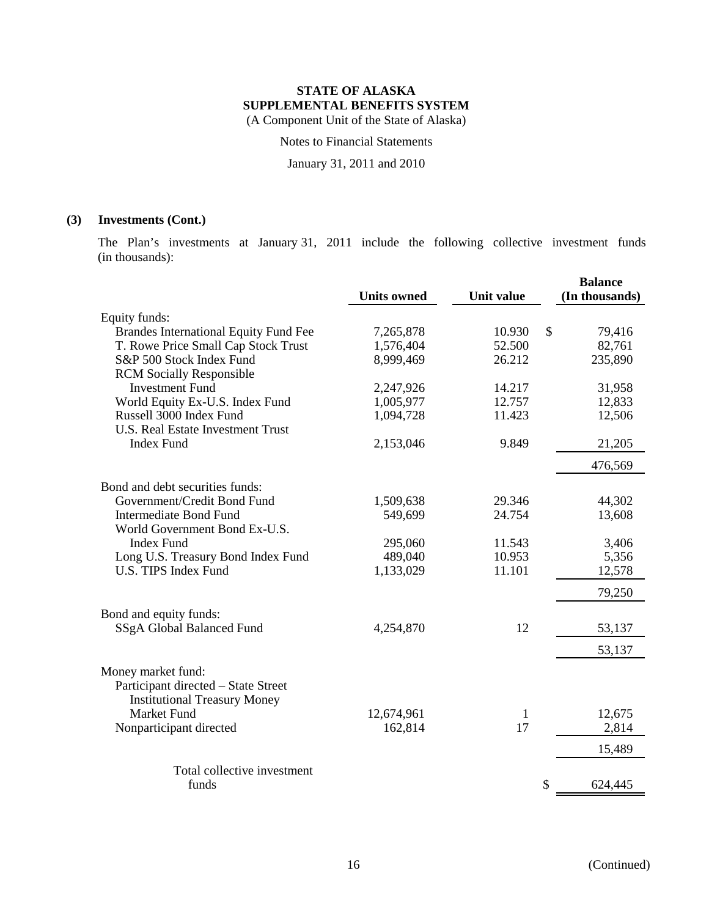**STATE OF ALASKA**
**SUPPLEMENTAL BENEFITS SYSTEM**
(A Component Unit of the State of Alaska)

Notes to Financial Statements

January 31, 2011 and 2010

## (3) Investments (Cont.)

The Plan's investments at January 31, 2011 include the following collective investment funds (in thousands):

| | Units owned | Unit value | Balance (In thousands) |
|---|---|---|---|
| Equity funds: | | | |
| Brandes International Equity Fund Fee | 7,265,878 | 10.930 | $ 79,416 |
| T. Rowe Price Small Cap Stock Trust | 1,576,404 | 52.500 | 82,761 |
| S&P 500 Stock Index Fund | 8,999,469 | 26.212 | 235,890 |
| RCM Socially Responsible Investment Fund | 2,247,926 | 14.217 | 31,958 |
| World Equity Ex-U.S. Index Fund | 1,005,977 | 12.757 | 12,833 |
| Russell 3000 Index Fund | 1,094,728 | 11.423 | 12,506 |
| U.S. Real Estate Investment Trust Index Fund | 2,153,046 | 9.849 | 21,205 |
| | | | 476,569 |
| Bond and debt securities funds: | | | |
| Government/Credit Bond Fund | 1,509,638 | 29.346 | 44,302 |
| Intermediate Bond Fund | 549,699 | 24.754 | 13,608 |
| World Government Bond Ex-U.S. Index Fund | 295,060 | 11.543 | 3,406 |
| Long U.S. Treasury Bond Index Fund | 489,040 | 10.953 | 5,356 |
| U.S. TIPS Index Fund | 1,133,029 | 11.101 | 12,578 |
| | | | 79,250 |
| Bond and equity funds: | | | |
| SSgA Global Balanced Fund | 4,254,870 | 12 | 53,137 |
| | | | 53,137 |
| Money market fund: | | | |
| Participant directed – State Street Institutional Treasury Money Market Fund | 12,674,961 | 1 | 12,675 |
| Nonparticipant directed | 162,814 | 17 | 2,814 |
| | | | 15,489 |
| Total collective investment funds | | | $ 624,445 |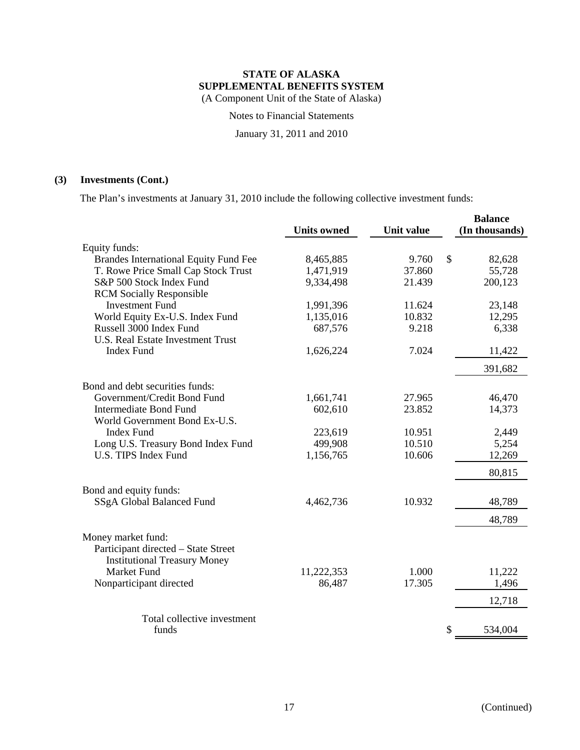**STATE OF ALASKA**
**SUPPLEMENTAL BENEFITS SYSTEM**
(A Component Unit of the State of Alaska)

Notes to Financial Statements

January 31, 2011 and 2010

## (3) Investments (Cont.)

The Plan's investments at January 31, 2010 include the following collective investment funds:

| | Units owned | Unit value | Balance (In thousands) |
|---|---|---|---|
| Equity funds: | | | |
| Brandes International Equity Fund Fee | 8,465,885 | 9.760 | $ 82,628 |
| T. Rowe Price Small Cap Stock Trust | 1,471,919 | 37.860 | 55,728 |
| S&P 500 Stock Index Fund | 9,334,498 | 21.439 | 200,123 |
| RCM Socially Responsible Investment Fund | 1,991,396 | 11.624 | 23,148 |
| World Equity Ex-U.S. Index Fund | 1,135,016 | 10.832 | 12,295 |
| Russell 3000 Index Fund | 687,576 | 9.218 | 6,338 |
| U.S. Real Estate Investment Trust Index Fund | 1,626,224 | 7.024 | 11,422 |
| | | | 391,682 |
| Bond and debt securities funds: | | | |
| Government/Credit Bond Fund | 1,661,741 | 27.965 | 46,470 |
| Intermediate Bond Fund | 602,610 | 23.852 | 14,373 |
| World Government Bond Ex-U.S. Index Fund | 223,619 | 10.951 | 2,449 |
| Long U.S. Treasury Bond Index Fund | 499,908 | 10.510 | 5,254 |
| U.S. TIPS Index Fund | 1,156,765 | 10.606 | 12,269 |
| | | | 80,815 |
| Bond and equity funds: | | | |
| SSgA Global Balanced Fund | 4,462,736 | 10.932 | 48,789 |
| | | | 48,789 |
| Money market fund: | | | |
| Participant directed – State Street Institutional Treasury Money Market Fund | 11,222,353 | 1.000 | 11,222 |
| Nonparticipant directed | 86,487 | 17.305 | 1,496 |
| | | | 12,718 |
| Total collective investment funds | | | $ 534,004 |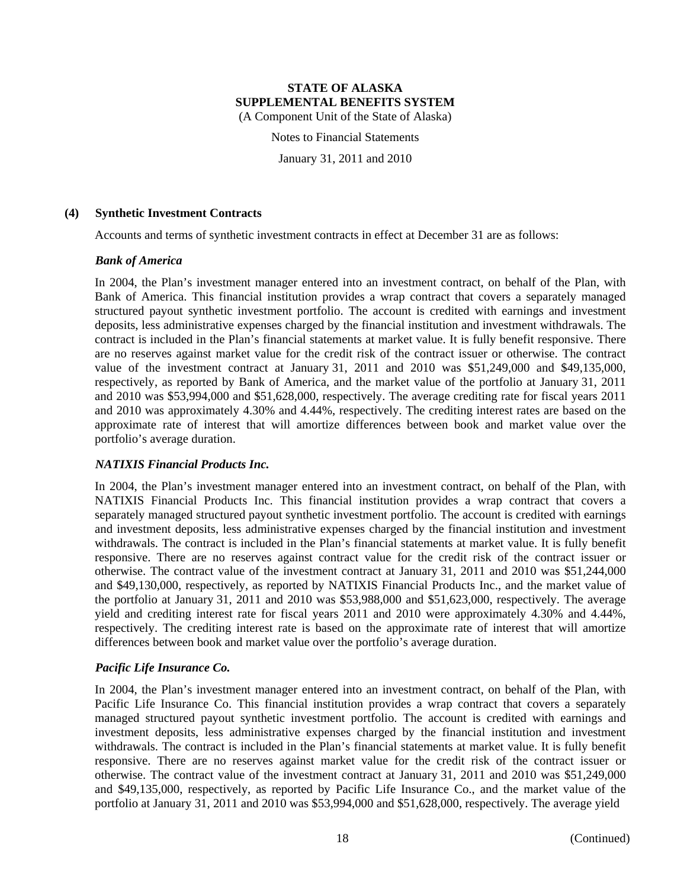## (4) Synthetic Investment Contracts

Accounts and terms of synthetic investment contracts in effect at December 31 are as follows:

### *Bank of America*

In 2004, the Plan's investment manager entered into an investment contract, on behalf of the Plan, with Bank of America. This financial institution provides a wrap contract that covers a separately managed structured payout synthetic investment portfolio. The account is credited with earnings and investment deposits, less administrative expenses charged by the financial institution and investment withdrawals. The contract is included in the Plan's financial statements at market value. It is fully benefit responsive. There are no reserves against market value for the credit risk of the contract issuer or otherwise. The contract value of the investment contract at January 31, 2011 and 2010 was $51,249,000 and $49,135,000, respectively, as reported by Bank of America, and the market value of the portfolio at January 31, 2011 and 2010 was $53,994,000 and $51,628,000, respectively. The average crediting rate for fiscal years 2011 and 2010 was approximately 4.30% and 4.44%, respectively. The crediting interest rates are based on the approximate rate of interest that will amortize differences between book and market value over the portfolio's average duration.

### *NATIXIS Financial Products Inc.*

In 2004, the Plan's investment manager entered into an investment contract, on behalf of the Plan, with NATIXIS Financial Products Inc. This financial institution provides a wrap contract that covers a separately managed structured payout synthetic investment portfolio. The account is credited with earnings and investment deposits, less administrative expenses charged by the financial institution and investment withdrawals. The contract is included in the Plan's financial statements at market value. It is fully benefit responsive. There are no reserves against contract value for the credit risk of the contract issuer or otherwise. The contract value of the investment contract at January 31, 2011 and 2010 was $51,244,000 and $49,130,000, respectively, as reported by NATIXIS Financial Products Inc., and the market value of the portfolio at January 31, 2011 and 2010 was $53,988,000 and $51,623,000, respectively. The average yield and crediting interest rate for fiscal years 2011 and 2010 were approximately 4.30% and 4.44%, respectively. The crediting interest rate is based on the approximate rate of interest that will amortize differences between book and market value over the portfolio's average duration.

### *Pacific Life Insurance Co.*

In 2004, the Plan's investment manager entered into an investment contract, on behalf of the Plan, with Pacific Life Insurance Co. This financial institution provides a wrap contract that covers a separately managed structured payout synthetic investment portfolio. The account is credited with earnings and investment deposits, less administrative expenses charged by the financial institution and investment withdrawals. The contract is included in the Plan's financial statements at market value. It is fully benefit responsive. There are no reserves against market value for the credit risk of the contract issuer or otherwise. The contract value of the investment contract at January 31, 2011 and 2010 was $51,249,000 and $49,135,000, respectively, as reported by Pacific Life Insurance Co., and the market value of the portfolio at January 31, 2011 and 2010 was $53,994,000 and $51,628,000, respectively. The average yield

(Continued)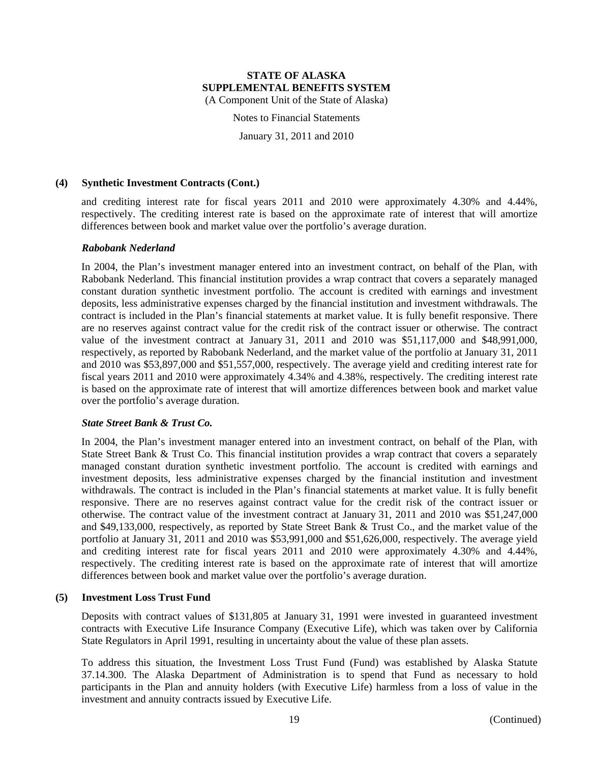### (4) Synthetic Investment Contracts (Cont.)

and crediting interest rate for fiscal years 2011 and 2010 were approximately 4.30% and 4.44%, respectively. The crediting interest rate is based on the approximate rate of interest that will amortize differences between book and market value over the portfolio's average duration.

#### *Rabobank Nederland*

In 2004, the Plan's investment manager entered into an investment contract, on behalf of the Plan, with Rabobank Nederland. This financial institution provides a wrap contract that covers a separately managed constant duration synthetic investment portfolio. The account is credited with earnings and investment deposits, less administrative expenses charged by the financial institution and investment withdrawals. The contract is included in the Plan's financial statements at market value. It is fully benefit responsive. There are no reserves against contract value for the credit risk of the contract issuer or otherwise. The contract value of the investment contract at January 31, 2011 and 2010 was $51,117,000 and $48,991,000, respectively, as reported by Rabobank Nederland, and the market value of the portfolio at January 31, 2011 and 2010 was $53,897,000 and $51,557,000, respectively. The average yield and crediting interest rate for fiscal years 2011 and 2010 were approximately 4.34% and 4.38%, respectively. The crediting interest rate is based on the approximate rate of interest that will amortize differences between book and market value over the portfolio's average duration.

#### *State Street Bank & Trust Co.*

In 2004, the Plan's investment manager entered into an investment contract, on behalf of the Plan, with State Street Bank & Trust Co. This financial institution provides a wrap contract that covers a separately managed constant duration synthetic investment portfolio. The account is credited with earnings and investment deposits, less administrative expenses charged by the financial institution and investment withdrawals. The contract is included in the Plan's financial statements at market value. It is fully benefit responsive. There are no reserves against contract value for the credit risk of the contract issuer or otherwise. The contract value of the investment contract at January 31, 2011 and 2010 was $51,247,000 and $49,133,000, respectively, as reported by State Street Bank & Trust Co., and the market value of the portfolio at January 31, 2011 and 2010 was $53,991,000 and $51,626,000, respectively. The average yield and crediting interest rate for fiscal years 2011 and 2010 were approximately 4.30% and 4.44%, respectively. The crediting interest rate is based on the approximate rate of interest that will amortize differences between book and market value over the portfolio's average duration.

### (5) Investment Loss Trust Fund

Deposits with contract values of $131,805 at January 31, 1991 were invested in guaranteed investment contracts with Executive Life Insurance Company (Executive Life), which was taken over by California State Regulators in April 1991, resulting in uncertainty about the value of these plan assets.

To address this situation, the Investment Loss Trust Fund (Fund) was established by Alaska Statute 37.14.300. The Alaska Department of Administration is to spend that Fund as necessary to hold participants in the Plan and annuity holders (with Executive Life) harmless from a loss of value in the investment and annuity contracts issued by Executive Life.

(Continued)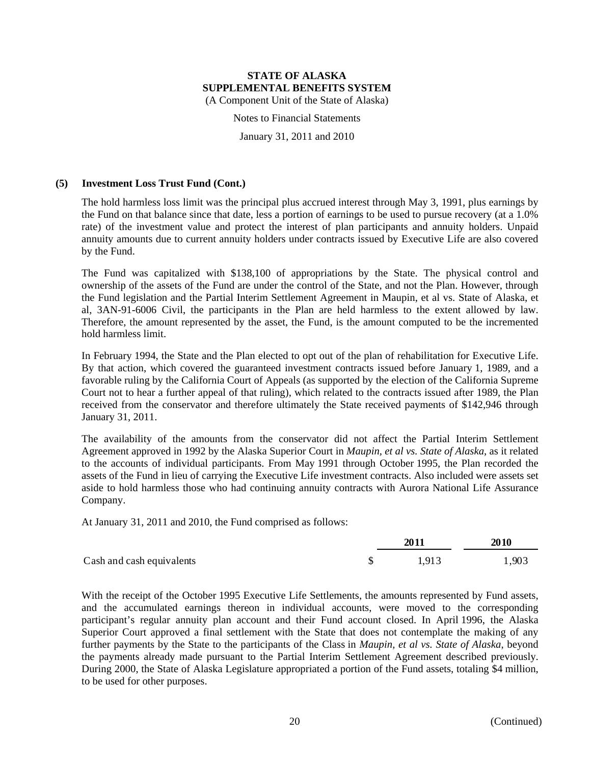### (5) Investment Loss Trust Fund (Cont.)

The hold harmless loss limit was the principal plus accrued interest through May 3, 1991, plus earnings by the Fund on that balance since that date, less a portion of earnings to be used to pursue recovery (at a 1.0% rate) of the investment value and protect the interest of plan participants and annuity holders. Unpaid annuity amounts due to current annuity holders under contracts issued by Executive Life are also covered by the Fund.

The Fund was capitalized with $138,100 of appropriations by the State. The physical control and ownership of the assets of the Fund are under the control of the State, and not the Plan. However, through the Fund legislation and the Partial Interim Settlement Agreement in Maupin, et al vs. State of Alaska, et al, 3AN-91-6006 Civil, the participants in the Plan are held harmless to the extent allowed by law. Therefore, the amount represented by the asset, the Fund, is the amount computed to be the incremented hold harmless limit.

In February 1994, the State and the Plan elected to opt out of the plan of rehabilitation for Executive Life. By that action, which covered the guaranteed investment contracts issued before January 1, 1989, and a favorable ruling by the California Court of Appeals (as supported by the election of the California Supreme Court not to hear a further appeal of that ruling), which related to the contracts issued after 1989, the Plan received from the conservator and therefore ultimately the State received payments of $142,946 through January 31, 2011.

The availability of the amounts from the conservator did not affect the Partial Interim Settlement Agreement approved in 1992 by the Alaska Superior Court in *Maupin, et al vs. State of Alaska*, as it related to the accounts of individual participants. From May 1991 through October 1995, the Plan recorded the assets of the Fund in lieu of carrying the Executive Life investment contracts. Also included were assets set aside to hold harmless those who had continuing annuity contracts with Aurora National Life Assurance Company.

At January 31, 2011 and 2010, the Fund comprised as follows:

| | 2011 | 2010 |
|---|---|---|
| Cash and cash equivalents | $ 1,913 | 1,903 |

With the receipt of the October 1995 Executive Life Settlements, the amounts represented by Fund assets, and the accumulated earnings thereon in individual accounts, were moved to the corresponding participant's regular annuity plan account and their Fund account closed. In April 1996, the Alaska Superior Court approved a final settlement with the State that does not contemplate the making of any further payments by the State to the participants of the Class in *Maupin, et al vs. State of Alaska*, beyond the payments already made pursuant to the Partial Interim Settlement Agreement described previously. During 2000, the State of Alaska Legislature appropriated a portion of the Fund assets, totaling $4 million, to be used for other purposes.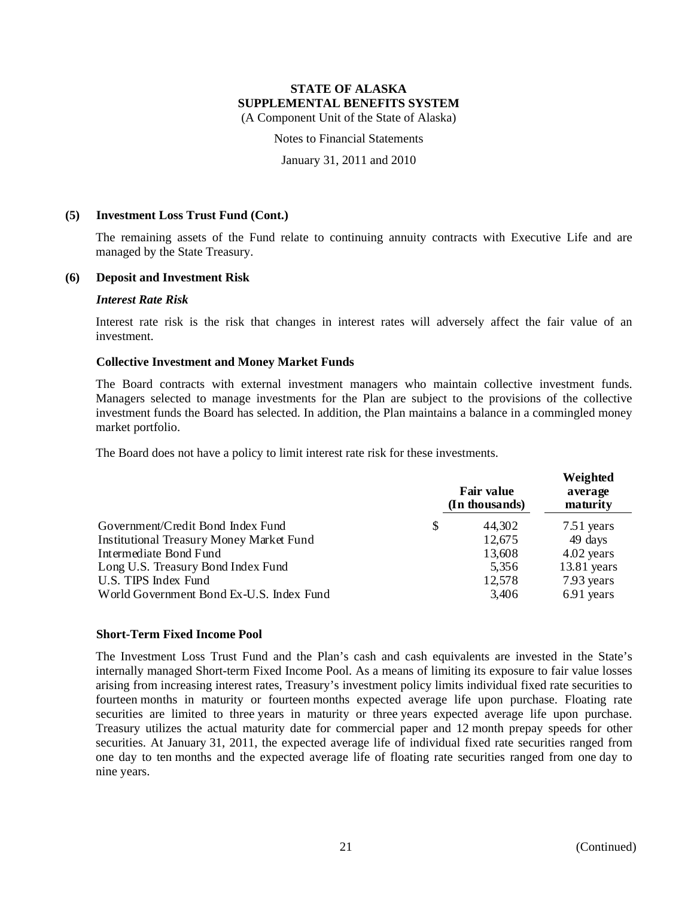**(5) Investment Loss Trust Fund (Cont.)**

The remaining assets of the Fund relate to continuing annuity contracts with Executive Life and are managed by the State Treasury.

**(6) Deposit and Investment Risk**

***Interest Rate Risk***

Interest rate risk is the risk that changes in interest rates will adversely affect the fair value of an investment.

**Collective Investment and Money Market Funds**

The Board contracts with external investment managers who maintain collective investment funds. Managers selected to manage investments for the Plan are subject to the provisions of the collective investment funds the Board has selected. In addition, the Plan maintains a balance in a commingled money market portfolio.

The Board does not have a policy to limit interest rate risk for these investments.

| | Fair value (In thousands) | Weighted average maturity |
|---|---|---|
| Government/Credit Bond Index Fund | $ 44,302 | 7.51 years |
| Institutional Treasury Money Market Fund | 12,675 | 49 days |
| Intermediate Bond Fund | 13,608 | 4.02 years |
| Long U.S. Treasury Bond Index Fund | 5,356 | 13.81 years |
| U.S. TIPS Index Fund | 12,578 | 7.93 years |
| World Government Bond Ex-U.S. Index Fund | 3,406 | 6.91 years |

**Short-Term Fixed Income Pool**

The Investment Loss Trust Fund and the Plan's cash and cash equivalents are invested in the State's internally managed Short-term Fixed Income Pool. As a means of limiting its exposure to fair value losses arising from increasing interest rates, Treasury's investment policy limits individual fixed rate securities to fourteen months in maturity or fourteen months expected average life upon purchase. Floating rate securities are limited to three years in maturity or three years expected average life upon purchase. Treasury utilizes the actual maturity date for commercial paper and 12 month prepay speeds for other securities. At January 31, 2011, the expected average life of individual fixed rate securities ranged from one day to ten months and the expected average life of floating rate securities ranged from one day to nine years.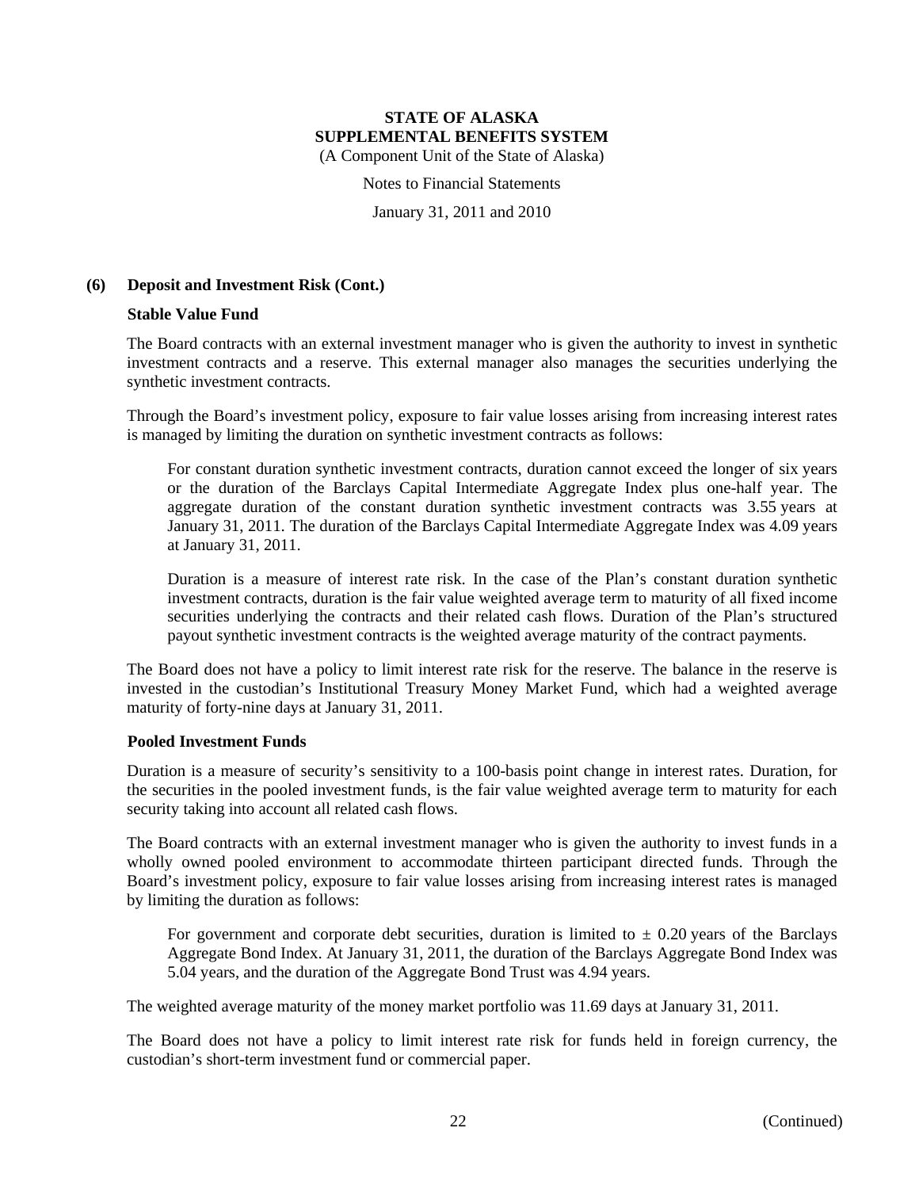## (6) Deposit and Investment Risk (Cont.)

### Stable Value Fund

The Board contracts with an external investment manager who is given the authority to invest in synthetic investment contracts and a reserve. This external manager also manages the securities underlying the synthetic investment contracts.

Through the Board's investment policy, exposure to fair value losses arising from increasing interest rates is managed by limiting the duration on synthetic investment contracts as follows:

> For constant duration synthetic investment contracts, duration cannot exceed the longer of six years or the duration of the Barclays Capital Intermediate Aggregate Index plus one-half year. The aggregate duration of the constant duration synthetic investment contracts was 3.55 years at January 31, 2011. The duration of the Barclays Capital Intermediate Aggregate Index was 4.09 years at January 31, 2011.
>
> Duration is a measure of interest rate risk. In the case of the Plan's constant duration synthetic investment contracts, duration is the fair value weighted average term to maturity of all fixed income securities underlying the contracts and their related cash flows. Duration of the Plan's structured payout synthetic investment contracts is the weighted average maturity of the contract payments.

The Board does not have a policy to limit interest rate risk for the reserve. The balance in the reserve is invested in the custodian's Institutional Treasury Money Market Fund, which had a weighted average maturity of forty-nine days at January 31, 2011.

### Pooled Investment Funds

Duration is a measure of security's sensitivity to a 100-basis point change in interest rates. Duration, for the securities in the pooled investment funds, is the fair value weighted average term to maturity for each security taking into account all related cash flows.

The Board contracts with an external investment manager who is given the authority to invest funds in a wholly owned pooled environment to accommodate thirteen participant directed funds. Through the Board's investment policy, exposure to fair value losses arising from increasing interest rates is managed by limiting the duration as follows:

> For government and corporate debt securities, duration is limited to ± 0.20 years of the Barclays Aggregate Bond Index. At January 31, 2011, the duration of the Barclays Aggregate Bond Index was 5.04 years, and the duration of the Aggregate Bond Trust was 4.94 years.

The weighted average maturity of the money market portfolio was 11.69 days at January 31, 2011.

The Board does not have a policy to limit interest rate risk for funds held in foreign currency, the custodian's short-term investment fund or commercial paper.

(Continued)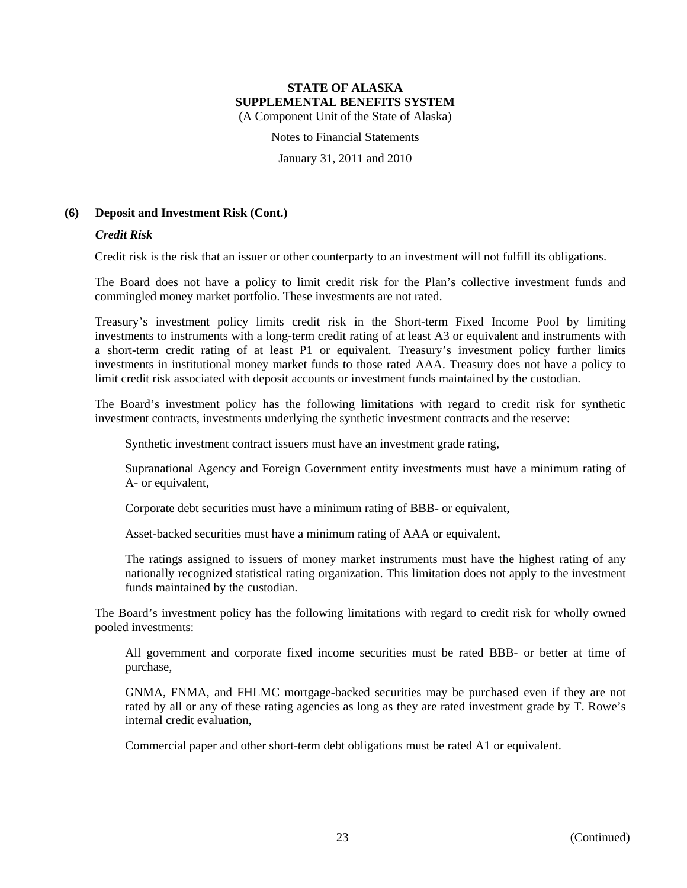### (6) Deposit and Investment Risk (Cont.)

***Credit Risk***

Credit risk is the risk that an issuer or other counterparty to an investment will not fulfill its obligations.

The Board does not have a policy to limit credit risk for the Plan's collective investment funds and commingled money market portfolio. These investments are not rated.

Treasury's investment policy limits credit risk in the Short-term Fixed Income Pool by limiting investments to instruments with a long-term credit rating of at least A3 or equivalent and instruments with a short-term credit rating of at least P1 or equivalent. Treasury's investment policy further limits investments in institutional money market funds to those rated AAA. Treasury does not have a policy to limit credit risk associated with deposit accounts or investment funds maintained by the custodian.

The Board's investment policy has the following limitations with regard to credit risk for synthetic investment contracts, investments underlying the synthetic investment contracts and the reserve:

Synthetic investment contract issuers must have an investment grade rating,

Supranational Agency and Foreign Government entity investments must have a minimum rating of A- or equivalent,

Corporate debt securities must have a minimum rating of BBB- or equivalent,

Asset-backed securities must have a minimum rating of AAA or equivalent,

The ratings assigned to issuers of money market instruments must have the highest rating of any nationally recognized statistical rating organization. This limitation does not apply to the investment funds maintained by the custodian.

The Board's investment policy has the following limitations with regard to credit risk for wholly owned pooled investments:

All government and corporate fixed income securities must be rated BBB- or better at time of purchase,

GNMA, FNMA, and FHLMC mortgage-backed securities may be purchased even if they are not rated by all or any of these rating agencies as long as they are rated investment grade by T. Rowe's internal credit evaluation,

Commercial paper and other short-term debt obligations must be rated A1 or equivalent.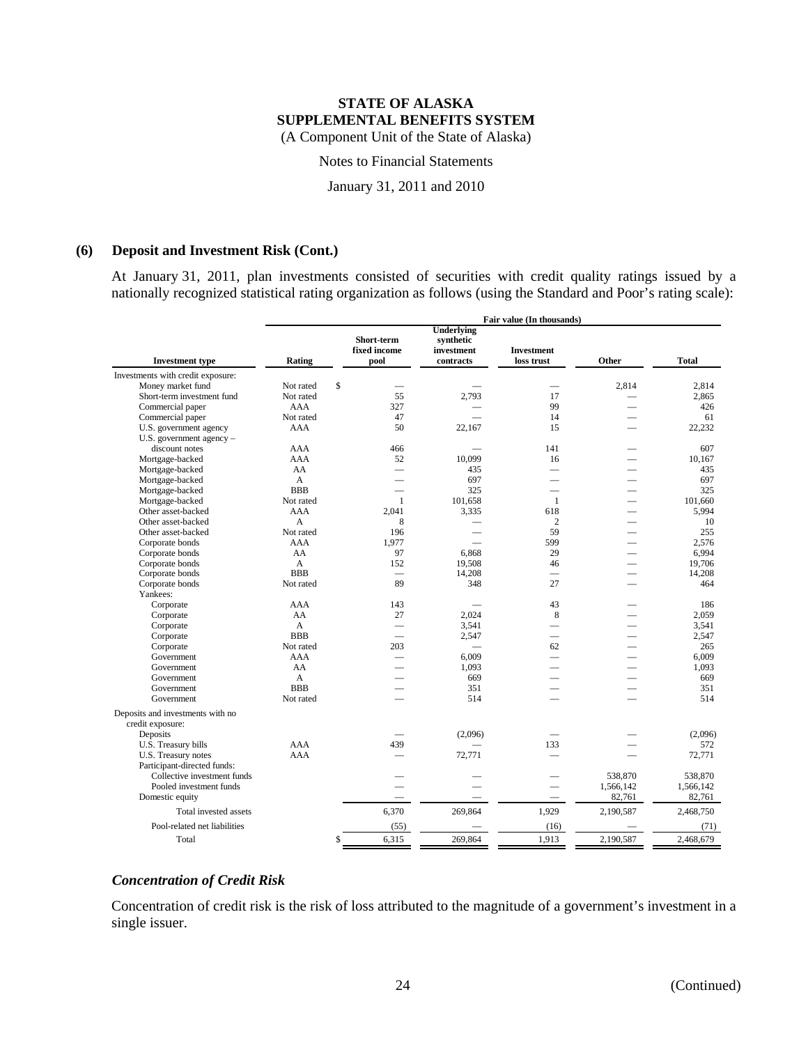**STATE OF ALASKA**
**SUPPLEMENTAL BENEFITS SYSTEM**
(A Component Unit of the State of Alaska)

Notes to Financial Statements

January 31, 2011 and 2010

## (6) Deposit and Investment Risk (Cont.)

At January 31, 2011, plan investments consisted of securities with credit quality ratings issued by a nationally recognized statistical rating organization as follows (using the Standard and Poor's rating scale):

| | | Fair value (In thousands) | | | | |
|---|---|---|---|---|---|---|
| **Investment type** | **Rating** | **Short-term fixed income pool** | **Underlying synthetic investment contracts** | **Investment loss trust** | **Other** | **Total** |
| Investments with credit exposure: | | | | | | |
| Money market fund | Not rated | $ — | — | — | 2,814 | 2,814 |
| Short-term investment fund | Not rated | 55 | 2,793 | 17 | — | 2,865 |
| Commercial paper | AAA | 327 | — | 99 | — | 426 |
| Commercial paper | Not rated | 47 | — | 14 | — | 61 |
| U.S. government agency | AAA | 50 | 22,167 | 15 | — | 22,232 |
| U.S. government agency – discount notes | AAA | 466 | — | 141 | — | 607 |
| Mortgage-backed | AAA | 52 | 10,099 | 16 | — | 10,167 |
| Mortgage-backed | AA | — | 435 | — | — | 435 |
| Mortgage-backed | A | — | 697 | — | — | 697 |
| Mortgage-backed | BBB | — | 325 | — | — | 325 |
| Mortgage-backed | Not rated | 1 | 101,658 | 1 | — | 101,660 |
| Other asset-backed | AAA | 2,041 | 3,335 | 618 | — | 5,994 |
| Other asset-backed | A | 8 | — | 2 | — | 10 |
| Other asset-backed | Not rated | 196 | — | 59 | — | 255 |
| Corporate bonds | AAA | 1,977 | — | 599 | — | 2,576 |
| Corporate bonds | AA | 97 | 6,868 | 29 | — | 6,994 |
| Corporate bonds | A | 152 | 19,508 | 46 | — | 19,706 |
| Corporate bonds | BBB | — | 14,208 | — | — | 14,208 |
| Corporate bonds | Not rated | 89 | 348 | 27 | — | 464 |
| Yankees: | | | | | | |
| Corporate | AAA | 143 | — | 43 | — | 186 |
| Corporate | AA | 27 | 2,024 | 8 | — | 2,059 |
| Corporate | A | — | 3,541 | — | — | 3,541 |
| Corporate | BBB | — | 2,547 | — | — | 2,547 |
| Corporate | Not rated | 203 | — | 62 | — | 265 |
| Government | AAA | — | 6,009 | — | — | 6,009 |
| Government | AA | — | 1,093 | — | — | 1,093 |
| Government | A | — | 669 | — | — | 669 |
| Government | BBB | — | 351 | — | — | 351 |
| Government | Not rated | — | 514 | — | — | 514 |
| Deposits and investments with no credit exposure: | | | | | | |
| Deposits | | — | (2,096) | — | — | (2,096) |
| U.S. Treasury bills | AAA | 439 | — | 133 | — | 572 |
| U.S. Treasury notes | AAA | — | 72,771 | — | — | 72,771 |
| Participant-directed funds: | | | | | | |
| Collective investment funds | | — | — | — | 538,870 | 538,870 |
| Pooled investment funds | | — | — | — | 1,566,142 | 1,566,142 |
| Domestic equity | | — | — | — | 82,761 | 82,761 |
| Total invested assets | | 6,370 | 269,864 | 1,929 | 2,190,587 | 2,468,750 |
| Pool-related net liabilities | | (55) | — | (16) | — | (71) |
| Total | | $ 6,315 | 269,864 | 1,913 | 2,190,587 | 2,468,679 |

### *Concentration of Credit Risk*

Concentration of credit risk is the risk of loss attributed to the magnitude of a government's investment in a single issuer.

(Continued)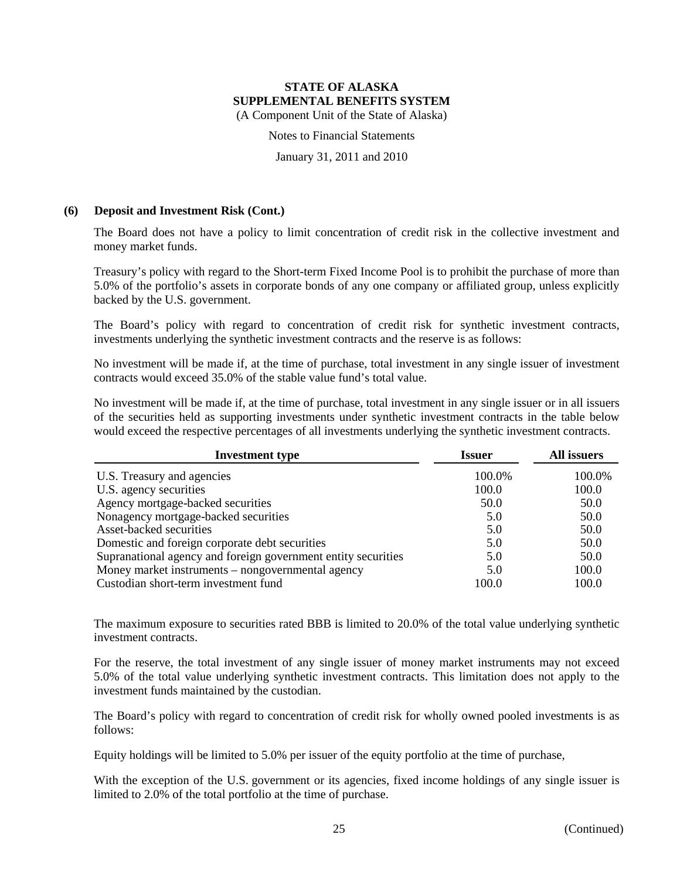## (6) Deposit and Investment Risk (Cont.)

The Board does not have a policy to limit concentration of credit risk in the collective investment and money market funds.

Treasury's policy with regard to the Short-term Fixed Income Pool is to prohibit the purchase of more than 5.0% of the portfolio's assets in corporate bonds of any one company or affiliated group, unless explicitly backed by the U.S. government.

The Board's policy with regard to concentration of credit risk for synthetic investment contracts, investments underlying the synthetic investment contracts and the reserve is as follows:

No investment will be made if, at the time of purchase, total investment in any single issuer of investment contracts would exceed 35.0% of the stable value fund's total value.

No investment will be made if, at the time of purchase, total investment in any single issuer or in all issuers of the securities held as supporting investments under synthetic investment contracts in the table below would exceed the respective percentages of all investments underlying the synthetic investment contracts.

| Investment type | Issuer | All issuers |
|---|---|---|
| U.S. Treasury and agencies | 100.0% | 100.0% |
| U.S. agency securities | 100.0 | 100.0 |
| Agency mortgage-backed securities | 50.0 | 50.0 |
| Nonagency mortgage-backed securities | 5.0 | 50.0 |
| Asset-backed securities | 5.0 | 50.0 |
| Domestic and foreign corporate debt securities | 5.0 | 50.0 |
| Supranational agency and foreign government entity securities | 5.0 | 50.0 |
| Money market instruments – nongovernmental agency | 5.0 | 100.0 |
| Custodian short-term investment fund | 100.0 | 100.0 |

The maximum exposure to securities rated BBB is limited to 20.0% of the total value underlying synthetic investment contracts.

For the reserve, the total investment of any single issuer of money market instruments may not exceed 5.0% of the total value underlying synthetic investment contracts. This limitation does not apply to the investment funds maintained by the custodian.

The Board's policy with regard to concentration of credit risk for wholly owned pooled investments is as follows:

Equity holdings will be limited to 5.0% per issuer of the equity portfolio at the time of purchase,

With the exception of the U.S. government or its agencies, fixed income holdings of any single issuer is limited to 2.0% of the total portfolio at the time of purchase.

(Continued)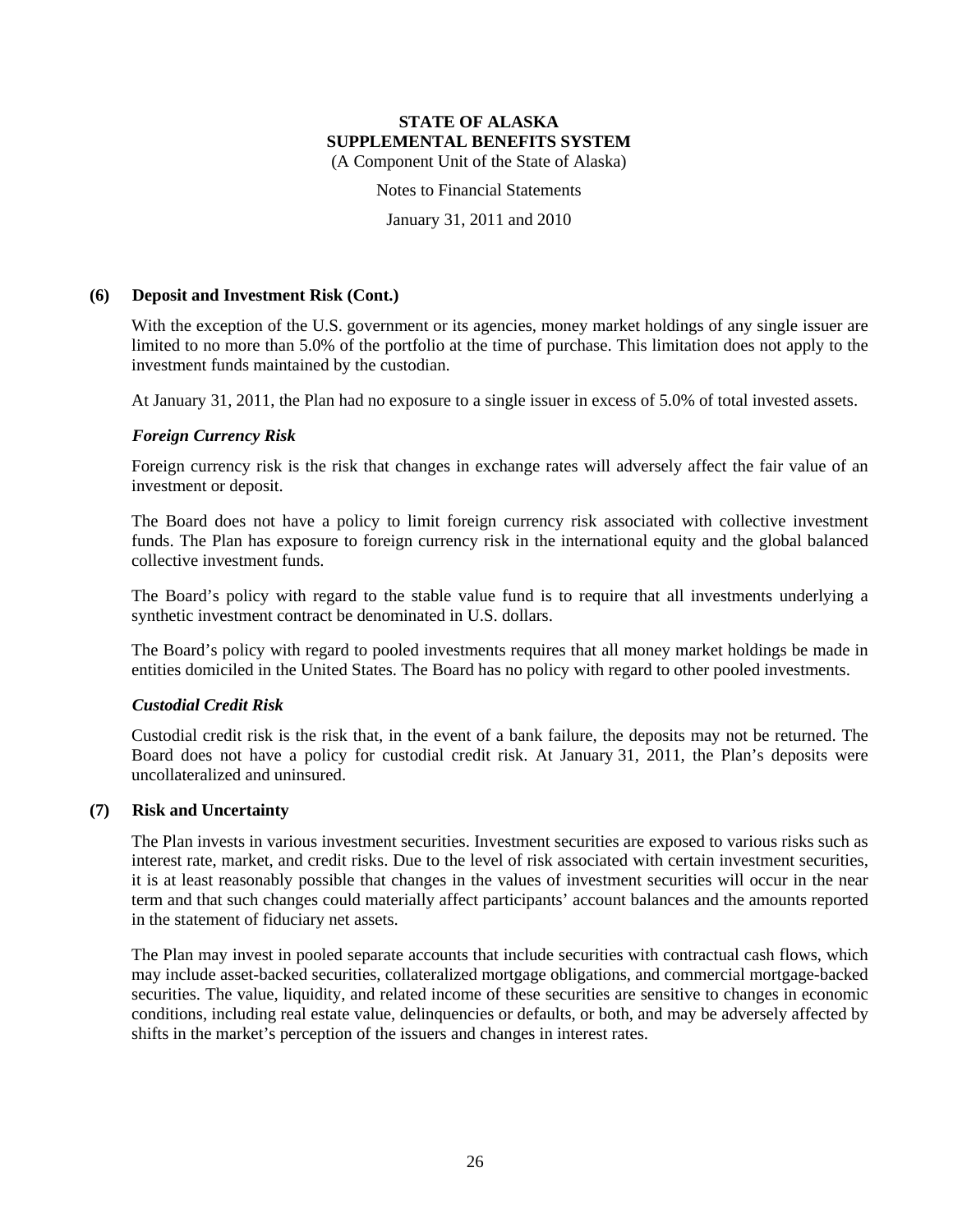### (6) Deposit and Investment Risk (Cont.)

With the exception of the U.S. government or its agencies, money market holdings of any single issuer are limited to no more than 5.0% of the portfolio at the time of purchase. This limitation does not apply to the investment funds maintained by the custodian.

At January 31, 2011, the Plan had no exposure to a single issuer in excess of 5.0% of total invested assets.

#### *Foreign Currency Risk*

Foreign currency risk is the risk that changes in exchange rates will adversely affect the fair value of an investment or deposit.

The Board does not have a policy to limit foreign currency risk associated with collective investment funds. The Plan has exposure to foreign currency risk in the international equity and the global balanced collective investment funds.

The Board's policy with regard to the stable value fund is to require that all investments underlying a synthetic investment contract be denominated in U.S. dollars.

The Board's policy with regard to pooled investments requires that all money market holdings be made in entities domiciled in the United States. The Board has no policy with regard to other pooled investments.

#### *Custodial Credit Risk*

Custodial credit risk is the risk that, in the event of a bank failure, the deposits may not be returned. The Board does not have a policy for custodial credit risk. At January 31, 2011, the Plan's deposits were uncollateralized and uninsured.

### (7) Risk and Uncertainty

The Plan invests in various investment securities. Investment securities are exposed to various risks such as interest rate, market, and credit risks. Due to the level of risk associated with certain investment securities, it is at least reasonably possible that changes in the values of investment securities will occur in the near term and that such changes could materially affect participants' account balances and the amounts reported in the statement of fiduciary net assets.

The Plan may invest in pooled separate accounts that include securities with contractual cash flows, which may include asset-backed securities, collateralized mortgage obligations, and commercial mortgage-backed securities. The value, liquidity, and related income of these securities are sensitive to changes in economic conditions, including real estate value, delinquencies or defaults, or both, and may be adversely affected by shifts in the market's perception of the issuers and changes in interest rates.